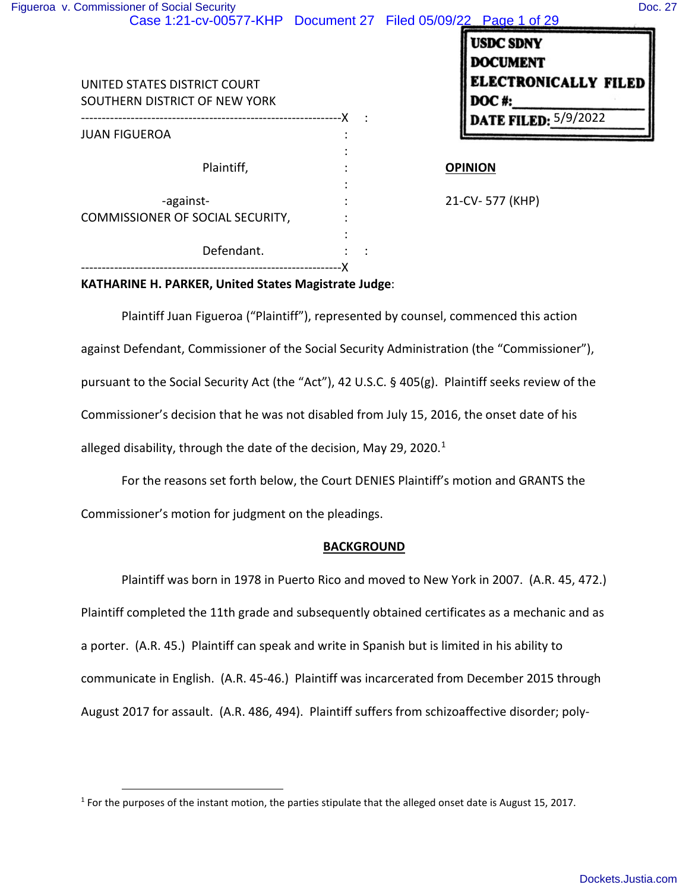USDC SDNY
DOCUMENT
ELECTRONICALLY FILED
DOC #:
DATE FILED: 5/9/2022

UNITED STATES DISTRICT COURT
SOUTHERN DISTRICT OF NEW YORK

JUAN FIGUEROA

Plaintiff,

-against-

COMMISSIONER OF SOCIAL SECURITY,

Defendant.

**OPINION**

21-CV- 577 (KHP)

**KATHARINE H. PARKER, United States Magistrate Judge**:

Plaintiff Juan Figueroa ("Plaintiff"), represented by counsel, commenced this action against Defendant, Commissioner of the Social Security Administration (the "Commissioner"), pursuant to the Social Security Act (the "Act"), 42 U.S.C. § 405(g). Plaintiff seeks review of the Commissioner's decision that he was not disabled from July 15, 2016, the onset date of his alleged disability, through the date of the decision, May 29, 2020.[1]

For the reasons set forth below, the Court DENIES Plaintiff's motion and GRANTS the Commissioner's motion for judgment on the pleadings.

## BACKGROUND

Plaintiff was born in 1978 in Puerto Rico and moved to New York in 2007. (A.R. 45, 472.) Plaintiff completed the 11th grade and subsequently obtained certificates as a mechanic and as a porter. (A.R. 45.) Plaintiff can speak and write in Spanish but is limited in his ability to communicate in English. (A.R. 45-46.) Plaintiff was incarcerated from December 2015 through August 2017 for assault. (A.R. 486, 494). Plaintiff suffers from schizoaffective disorder; poly-

[1] For the purposes of the instant motion, the parties stipulate that the alleged onset date is August 15, 2017.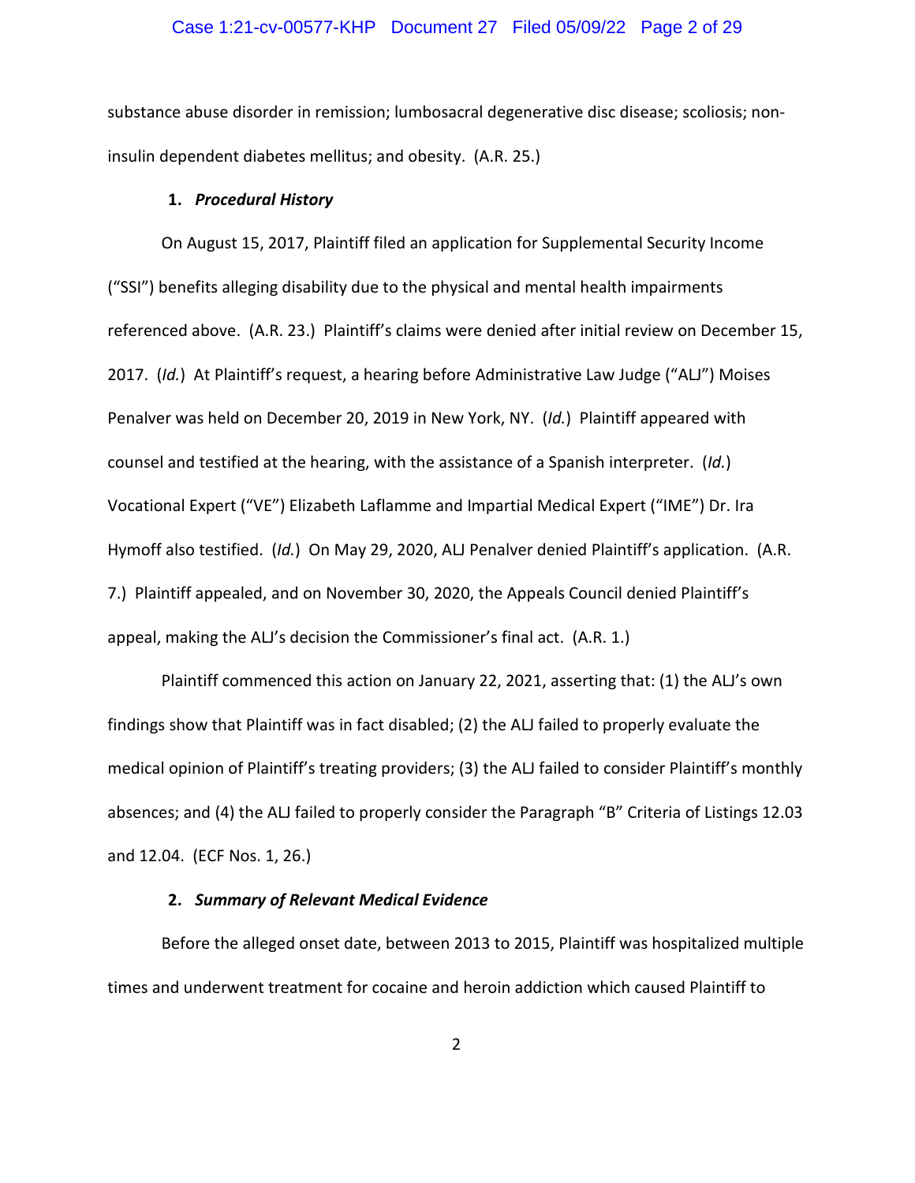substance abuse disorder in remission; lumbosacral degenerative disc disease; scoliosis; non-insulin dependent diabetes mellitus; and obesity. (A.R. 25.)

### 1. *Procedural History*

On August 15, 2017, Plaintiff filed an application for Supplemental Security Income ("SSI") benefits alleging disability due to the physical and mental health impairments referenced above. (A.R. 23.) Plaintiff's claims were denied after initial review on December 15, 2017. (*Id.*) At Plaintiff's request, a hearing before Administrative Law Judge ("ALJ") Moises Penalver was held on December 20, 2019 in New York, NY. (*Id.*) Plaintiff appeared with counsel and testified at the hearing, with the assistance of a Spanish interpreter. (*Id.*) Vocational Expert ("VE") Elizabeth Laflamme and Impartial Medical Expert ("IME") Dr. Ira Hymoff also testified. (*Id.*) On May 29, 2020, ALJ Penalver denied Plaintiff's application. (A.R. 7.) Plaintiff appealed, and on November 30, 2020, the Appeals Council denied Plaintiff's appeal, making the ALJ's decision the Commissioner's final act. (A.R. 1.)

Plaintiff commenced this action on January 22, 2021, asserting that: (1) the ALJ's own findings show that Plaintiff was in fact disabled; (2) the ALJ failed to properly evaluate the medical opinion of Plaintiff's treating providers; (3) the ALJ failed to consider Plaintiff's monthly absences; and (4) the ALJ failed to properly consider the Paragraph "B" Criteria of Listings 12.03 and 12.04. (ECF Nos. 1, 26.)

### 2. *Summary of Relevant Medical Evidence*

Before the alleged onset date, between 2013 to 2015, Plaintiff was hospitalized multiple times and underwent treatment for cocaine and heroin addiction which caused Plaintiff to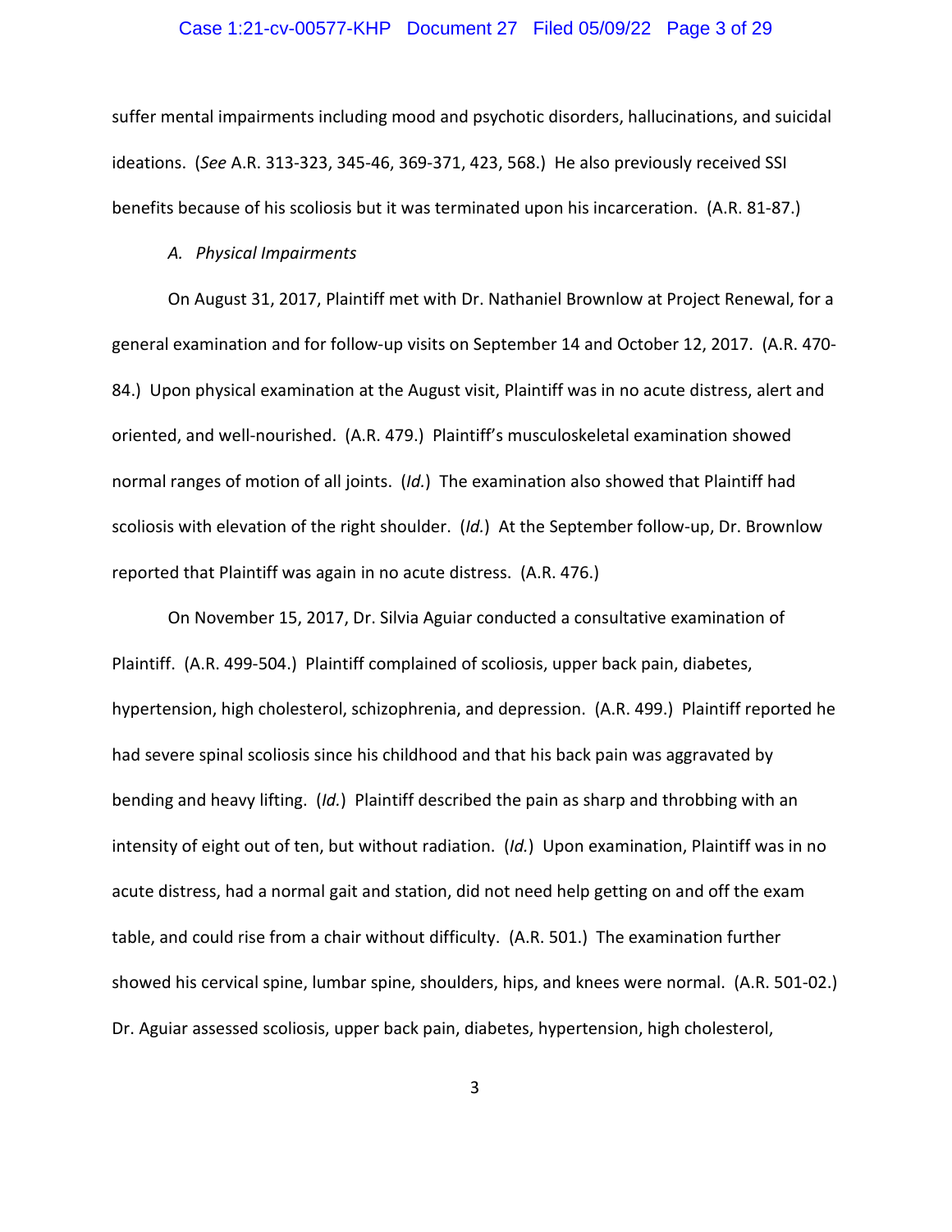suffer mental impairments including mood and psychotic disorders, hallucinations, and suicidal ideations. (*See* A.R. 313-323, 345-46, 369-371, 423, 568.) He also previously received SSI benefits because of his scoliosis but it was terminated upon his incarceration. (A.R. 81-87.)

*A. Physical Impairments*

On August 31, 2017, Plaintiff met with Dr. Nathaniel Brownlow at Project Renewal, for a general examination and for follow-up visits on September 14 and October 12, 2017. (A.R. 470-84.) Upon physical examination at the August visit, Plaintiff was in no acute distress, alert and oriented, and well-nourished. (A.R. 479.) Plaintiff's musculoskeletal examination showed normal ranges of motion of all joints. (*Id.*) The examination also showed that Plaintiff had scoliosis with elevation of the right shoulder. (*Id.*) At the September follow-up, Dr. Brownlow reported that Plaintiff was again in no acute distress. (A.R. 476.)

On November 15, 2017, Dr. Silvia Aguiar conducted a consultative examination of Plaintiff. (A.R. 499-504.) Plaintiff complained of scoliosis, upper back pain, diabetes, hypertension, high cholesterol, schizophrenia, and depression. (A.R. 499.) Plaintiff reported he had severe spinal scoliosis since his childhood and that his back pain was aggravated by bending and heavy lifting. (*Id.*) Plaintiff described the pain as sharp and throbbing with an intensity of eight out of ten, but without radiation. (*Id.*) Upon examination, Plaintiff was in no acute distress, had a normal gait and station, did not need help getting on and off the exam table, and could rise from a chair without difficulty. (A.R. 501.) The examination further showed his cervical spine, lumbar spine, shoulders, hips, and knees were normal. (A.R. 501-02.) Dr. Aguiar assessed scoliosis, upper back pain, diabetes, hypertension, high cholesterol,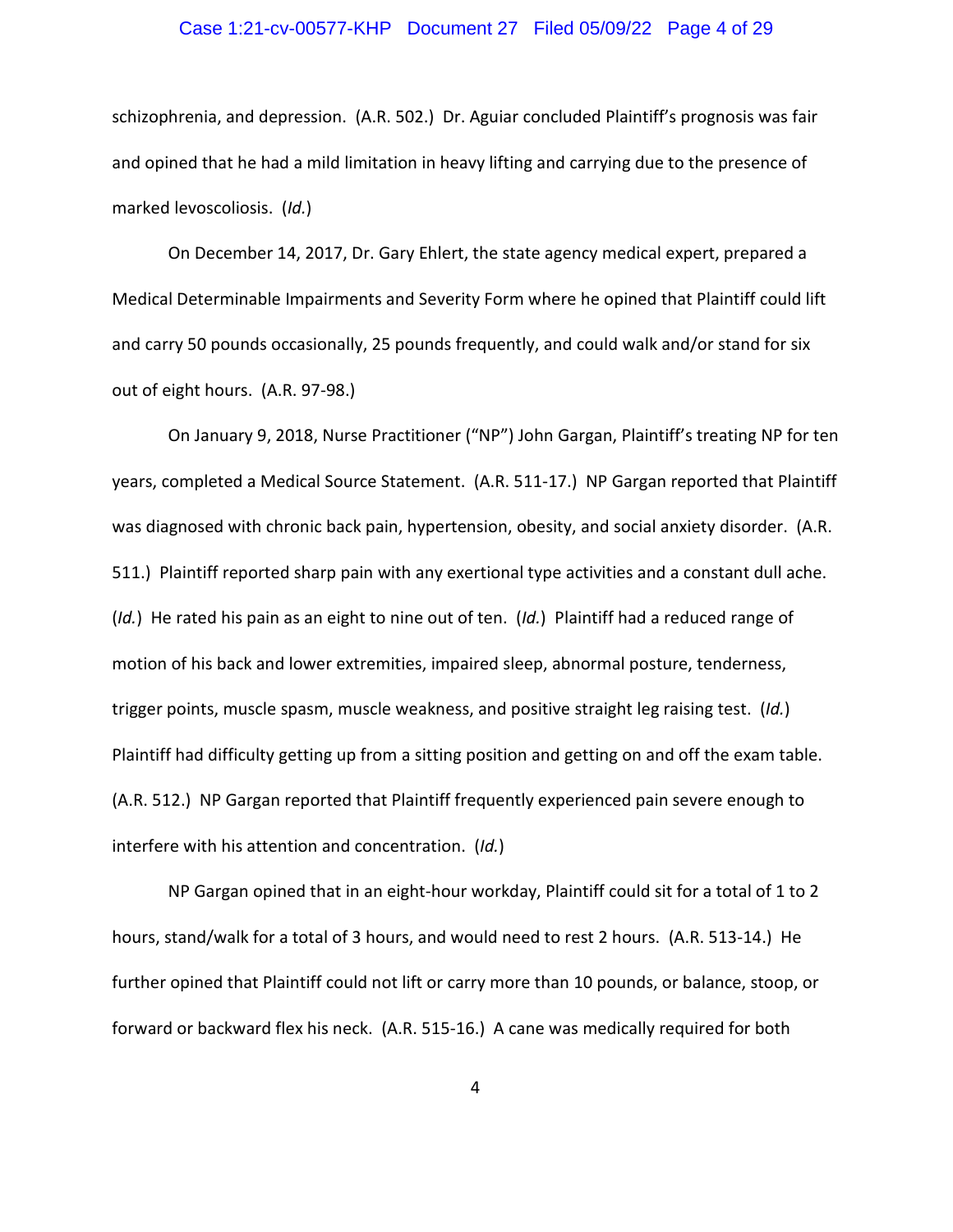schizophrenia, and depression. (A.R. 502.) Dr. Aguiar concluded Plaintiff's prognosis was fair and opined that he had a mild limitation in heavy lifting and carrying due to the presence of marked levoscoliosis. (*Id.*)

On December 14, 2017, Dr. Gary Ehlert, the state agency medical expert, prepared a Medical Determinable Impairments and Severity Form where he opined that Plaintiff could lift and carry 50 pounds occasionally, 25 pounds frequently, and could walk and/or stand for six out of eight hours. (A.R. 97-98.)

On January 9, 2018, Nurse Practitioner ("NP") John Gargan, Plaintiff's treating NP for ten years, completed a Medical Source Statement. (A.R. 511-17.) NP Gargan reported that Plaintiff was diagnosed with chronic back pain, hypertension, obesity, and social anxiety disorder. (A.R. 511.) Plaintiff reported sharp pain with any exertional type activities and a constant dull ache. (*Id.*) He rated his pain as an eight to nine out of ten. (*Id.*) Plaintiff had a reduced range of motion of his back and lower extremities, impaired sleep, abnormal posture, tenderness, trigger points, muscle spasm, muscle weakness, and positive straight leg raising test. (*Id.*) Plaintiff had difficulty getting up from a sitting position and getting on and off the exam table. (A.R. 512.) NP Gargan reported that Plaintiff frequently experienced pain severe enough to interfere with his attention and concentration. (*Id.*)

NP Gargan opined that in an eight-hour workday, Plaintiff could sit for a total of 1 to 2 hours, stand/walk for a total of 3 hours, and would need to rest 2 hours. (A.R. 513-14.) He further opined that Plaintiff could not lift or carry more than 10 pounds, or balance, stoop, or forward or backward flex his neck. (A.R. 515-16.) A cane was medically required for both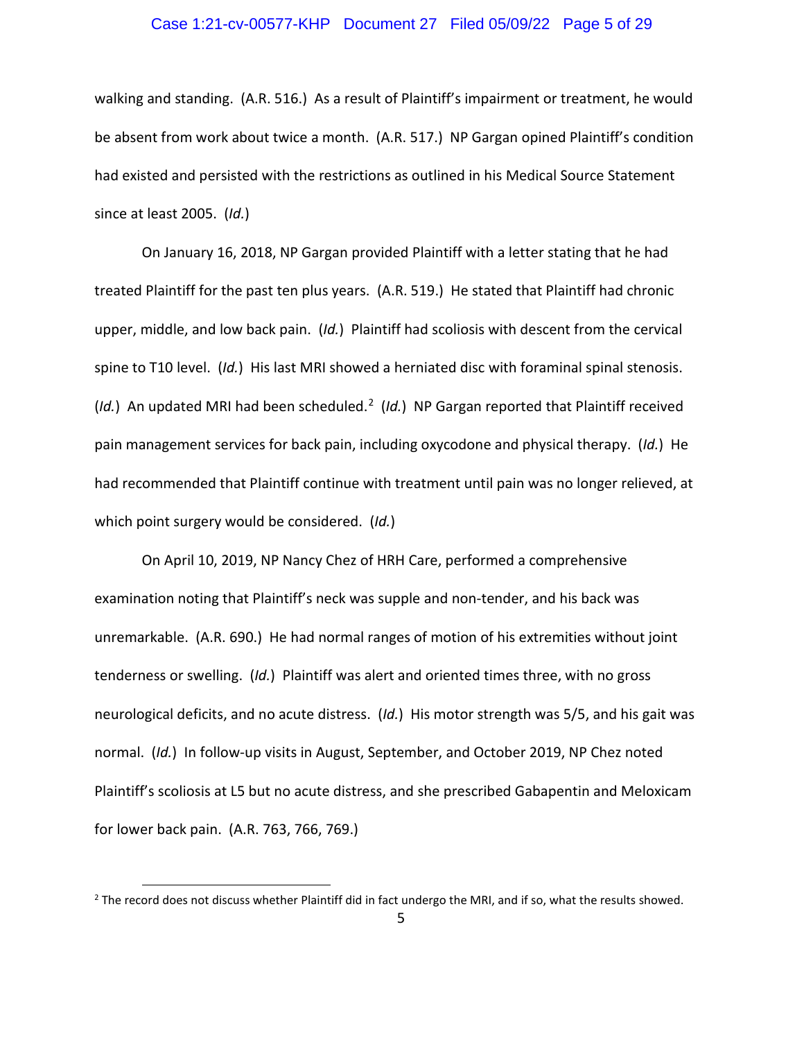walking and standing. (A.R. 516.) As a result of Plaintiff's impairment or treatment, he would be absent from work about twice a month. (A.R. 517.) NP Gargan opined Plaintiff's condition had existed and persisted with the restrictions as outlined in his Medical Source Statement since at least 2005. (*Id.*)

On January 16, 2018, NP Gargan provided Plaintiff with a letter stating that he had treated Plaintiff for the past ten plus years. (A.R. 519.) He stated that Plaintiff had chronic upper, middle, and low back pain. (*Id.*) Plaintiff had scoliosis with descent from the cervical spine to T10 level. (*Id.*) His last MRI showed a herniated disc with foraminal spinal stenosis. (*Id.*) An updated MRI had been scheduled.[2] (*Id.*) NP Gargan reported that Plaintiff received pain management services for back pain, including oxycodone and physical therapy. (*Id.*) He had recommended that Plaintiff continue with treatment until pain was no longer relieved, at which point surgery would be considered. (*Id.*)

On April 10, 2019, NP Nancy Chez of HRH Care, performed a comprehensive examination noting that Plaintiff's neck was supple and non-tender, and his back was unremarkable. (A.R. 690.) He had normal ranges of motion of his extremities without joint tenderness or swelling. (*Id.*) Plaintiff was alert and oriented times three, with no gross neurological deficits, and no acute distress. (*Id.*) His motor strength was 5/5, and his gait was normal. (*Id.*) In follow-up visits in August, September, and October 2019, NP Chez noted Plaintiff's scoliosis at L5 but no acute distress, and she prescribed Gabapentin and Meloxicam for lower back pain. (A.R. 763, 766, 769.)

---

[2] The record does not discuss whether Plaintiff did in fact undergo the MRI, and if so, what the results showed.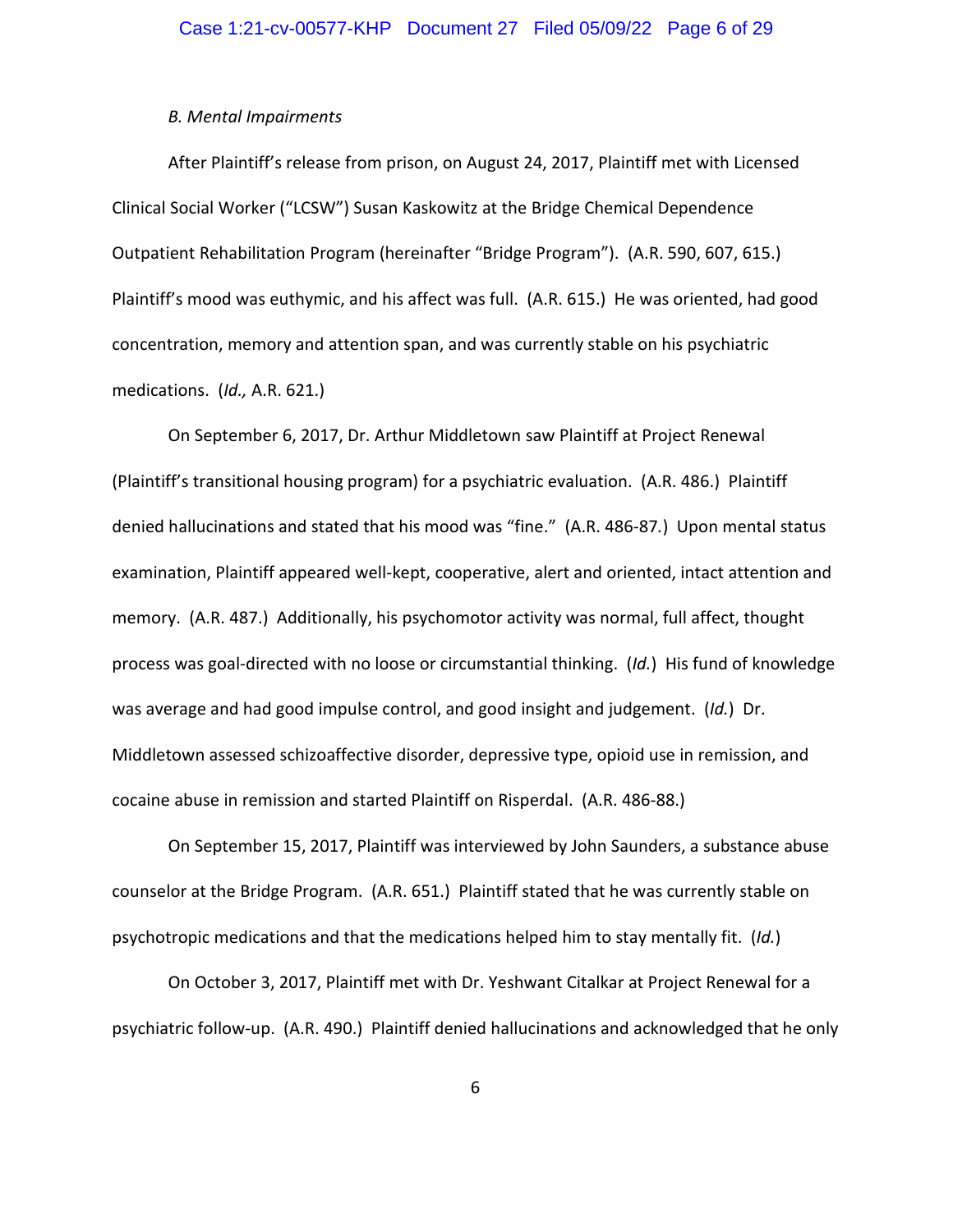*B. Mental Impairments*

After Plaintiff's release from prison, on August 24, 2017, Plaintiff met with Licensed Clinical Social Worker ("LCSW") Susan Kaskowitz at the Bridge Chemical Dependence Outpatient Rehabilitation Program (hereinafter "Bridge Program"). (A.R. 590, 607, 615.) Plaintiff's mood was euthymic, and his affect was full. (A.R. 615.) He was oriented, had good concentration, memory and attention span, and was currently stable on his psychiatric medications. (*Id.,* A.R. 621.)

On September 6, 2017, Dr. Arthur Middletown saw Plaintiff at Project Renewal (Plaintiff's transitional housing program) for a psychiatric evaluation. (A.R. 486.) Plaintiff denied hallucinations and stated that his mood was "fine." (A.R. 486-87.) Upon mental status examination, Plaintiff appeared well-kept, cooperative, alert and oriented, intact attention and memory. (A.R. 487.) Additionally, his psychomotor activity was normal, full affect, thought process was goal-directed with no loose or circumstantial thinking. (*Id.*) His fund of knowledge was average and had good impulse control, and good insight and judgement. (*Id.*) Dr. Middletown assessed schizoaffective disorder, depressive type, opioid use in remission, and cocaine abuse in remission and started Plaintiff on Risperdal. (A.R. 486-88.)

On September 15, 2017, Plaintiff was interviewed by John Saunders, a substance abuse counselor at the Bridge Program. (A.R. 651.) Plaintiff stated that he was currently stable on psychotropic medications and that the medications helped him to stay mentally fit. (*Id.*)

On October 3, 2017, Plaintiff met with Dr. Yeshwant Citalkar at Project Renewal for a psychiatric follow-up. (A.R. 490.) Plaintiff denied hallucinations and acknowledged that he only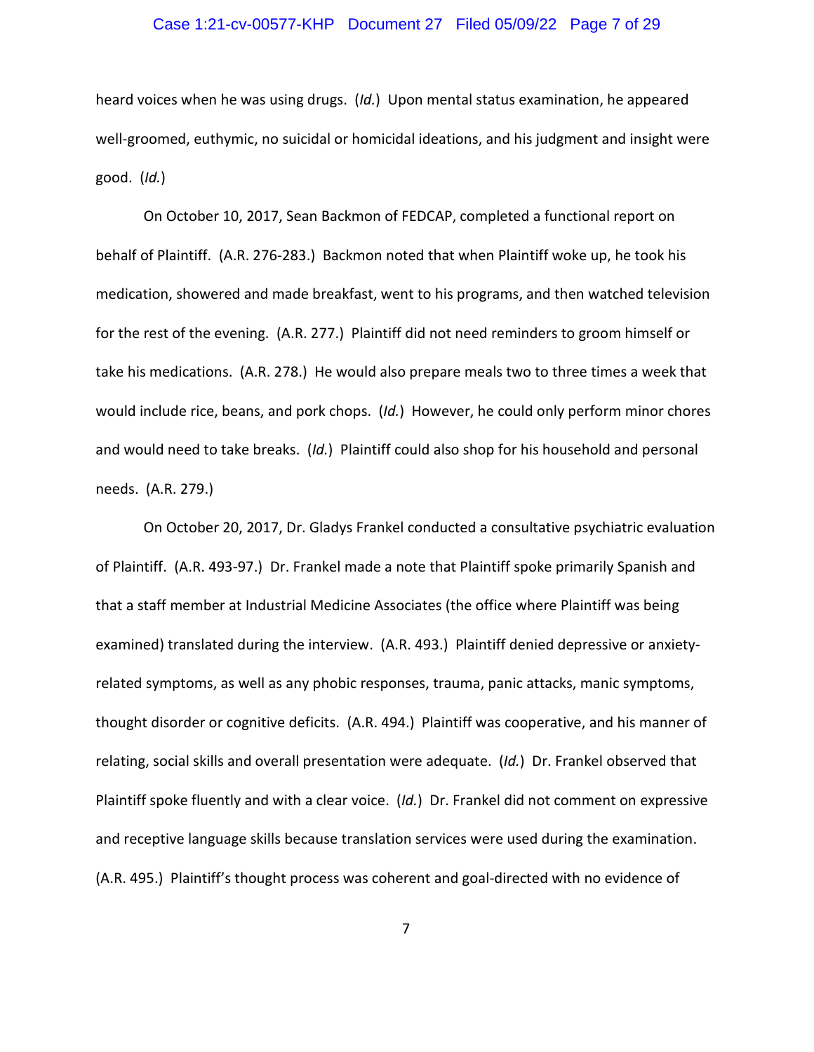heard voices when he was using drugs. (*Id.*) Upon mental status examination, he appeared well-groomed, euthymic, no suicidal or homicidal ideations, and his judgment and insight were good. (*Id.*)

On October 10, 2017, Sean Backmon of FEDCAP, completed a functional report on behalf of Plaintiff. (A.R. 276-283.) Backmon noted that when Plaintiff woke up, he took his medication, showered and made breakfast, went to his programs, and then watched television for the rest of the evening. (A.R. 277.) Plaintiff did not need reminders to groom himself or take his medications. (A.R. 278.) He would also prepare meals two to three times a week that would include rice, beans, and pork chops. (*Id.*) However, he could only perform minor chores and would need to take breaks. (*Id.*) Plaintiff could also shop for his household and personal needs. (A.R. 279.)

On October 20, 2017, Dr. Gladys Frankel conducted a consultative psychiatric evaluation of Plaintiff. (A.R. 493-97.) Dr. Frankel made a note that Plaintiff spoke primarily Spanish and that a staff member at Industrial Medicine Associates (the office where Plaintiff was being examined) translated during the interview. (A.R. 493.) Plaintiff denied depressive or anxiety-related symptoms, as well as any phobic responses, trauma, panic attacks, manic symptoms, thought disorder or cognitive deficits. (A.R. 494.) Plaintiff was cooperative, and his manner of relating, social skills and overall presentation were adequate. (*Id.*) Dr. Frankel observed that Plaintiff spoke fluently and with a clear voice. (*Id.*) Dr. Frankel did not comment on expressive and receptive language skills because translation services were used during the examination. (A.R. 495.) Plaintiff's thought process was coherent and goal-directed with no evidence of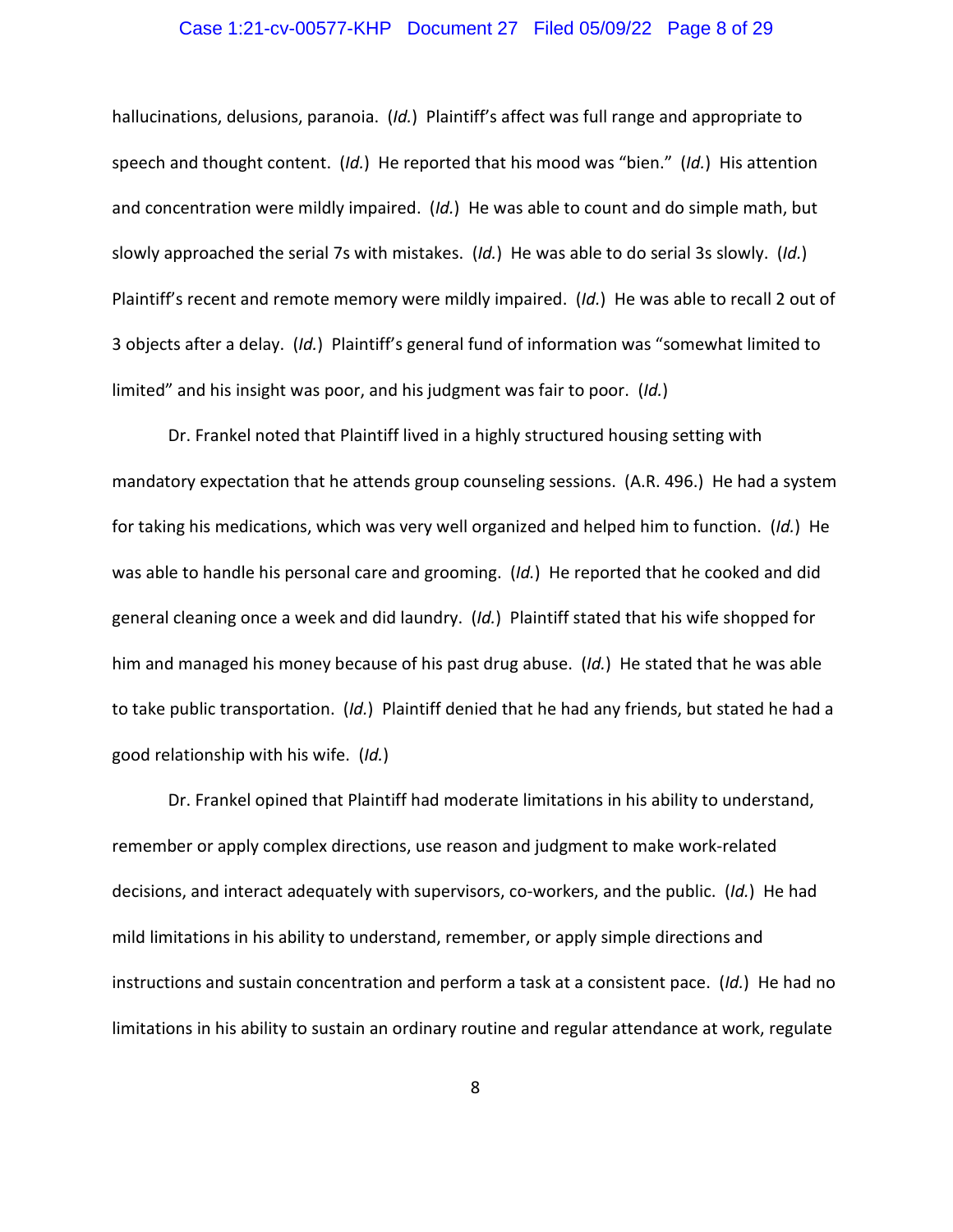hallucinations, delusions, paranoia. (*Id.*) Plaintiff's affect was full range and appropriate to speech and thought content. (*Id.*) He reported that his mood was "bien." (*Id.*) His attention and concentration were mildly impaired. (*Id.*) He was able to count and do simple math, but slowly approached the serial 7s with mistakes. (*Id.*) He was able to do serial 3s slowly. (*Id.*) Plaintiff's recent and remote memory were mildly impaired. (*Id.*) He was able to recall 2 out of 3 objects after a delay. (*Id.*) Plaintiff's general fund of information was "somewhat limited to limited" and his insight was poor, and his judgment was fair to poor. (*Id.*)

Dr. Frankel noted that Plaintiff lived in a highly structured housing setting with mandatory expectation that he attends group counseling sessions. (A.R. 496.) He had a system for taking his medications, which was very well organized and helped him to function. (*Id.*) He was able to handle his personal care and grooming. (*Id.*) He reported that he cooked and did general cleaning once a week and did laundry. (*Id.*) Plaintiff stated that his wife shopped for him and managed his money because of his past drug abuse. (*Id.*) He stated that he was able to take public transportation. (*Id.*) Plaintiff denied that he had any friends, but stated he had a good relationship with his wife. (*Id.*)

Dr. Frankel opined that Plaintiff had moderate limitations in his ability to understand, remember or apply complex directions, use reason and judgment to make work-related decisions, and interact adequately with supervisors, co-workers, and the public. (*Id.*) He had mild limitations in his ability to understand, remember, or apply simple directions and instructions and sustain concentration and perform a task at a consistent pace. (*Id.*) He had no limitations in his ability to sustain an ordinary routine and regular attendance at work, regulate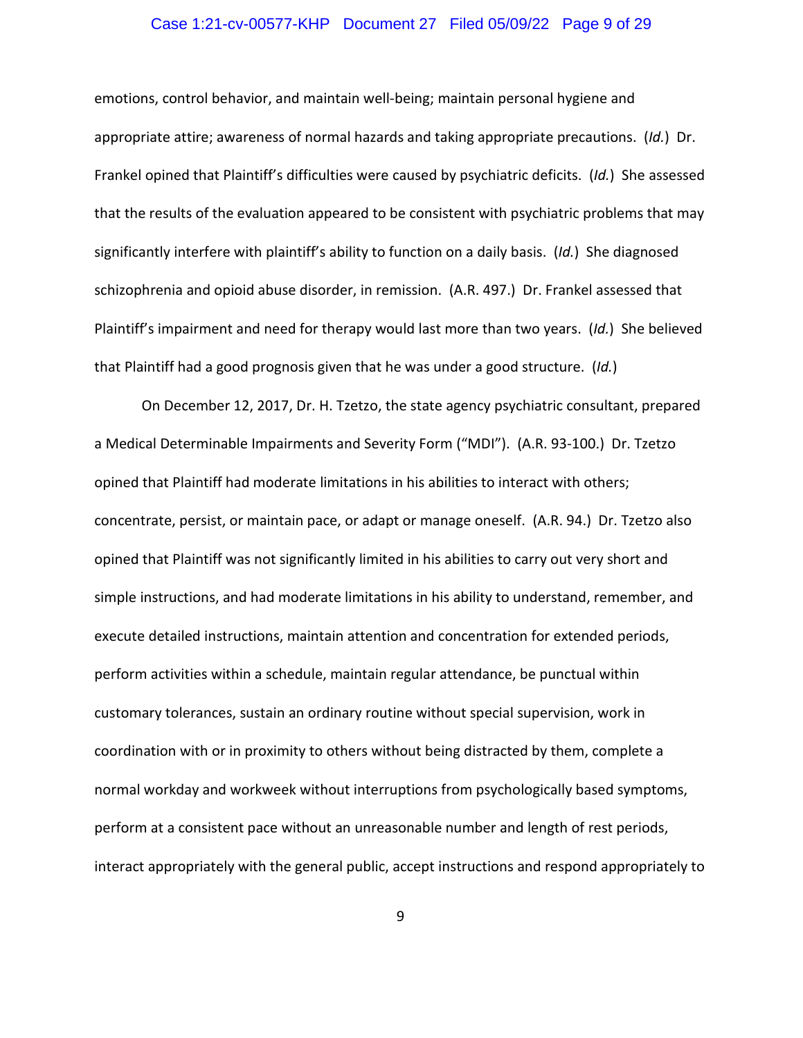emotions, control behavior, and maintain well-being; maintain personal hygiene and appropriate attire; awareness of normal hazards and taking appropriate precautions. (*Id.*) Dr. Frankel opined that Plaintiff's difficulties were caused by psychiatric deficits. (*Id.*) She assessed that the results of the evaluation appeared to be consistent with psychiatric problems that may significantly interfere with plaintiff's ability to function on a daily basis. (*Id.*) She diagnosed schizophrenia and opioid abuse disorder, in remission. (A.R. 497.) Dr. Frankel assessed that Plaintiff's impairment and need for therapy would last more than two years. (*Id.*) She believed that Plaintiff had a good prognosis given that he was under a good structure. (*Id.*)

On December 12, 2017, Dr. H. Tzetzo, the state agency psychiatric consultant, prepared a Medical Determinable Impairments and Severity Form ("MDI"). (A.R. 93-100.) Dr. Tzetzo opined that Plaintiff had moderate limitations in his abilities to interact with others; concentrate, persist, or maintain pace, or adapt or manage oneself. (A.R. 94.) Dr. Tzetzo also opined that Plaintiff was not significantly limited in his abilities to carry out very short and simple instructions, and had moderate limitations in his ability to understand, remember, and execute detailed instructions, maintain attention and concentration for extended periods, perform activities within a schedule, maintain regular attendance, be punctual within customary tolerances, sustain an ordinary routine without special supervision, work in coordination with or in proximity to others without being distracted by them, complete a normal workday and workweek without interruptions from psychologically based symptoms, perform at a consistent pace without an unreasonable number and length of rest periods, interact appropriately with the general public, accept instructions and respond appropriately to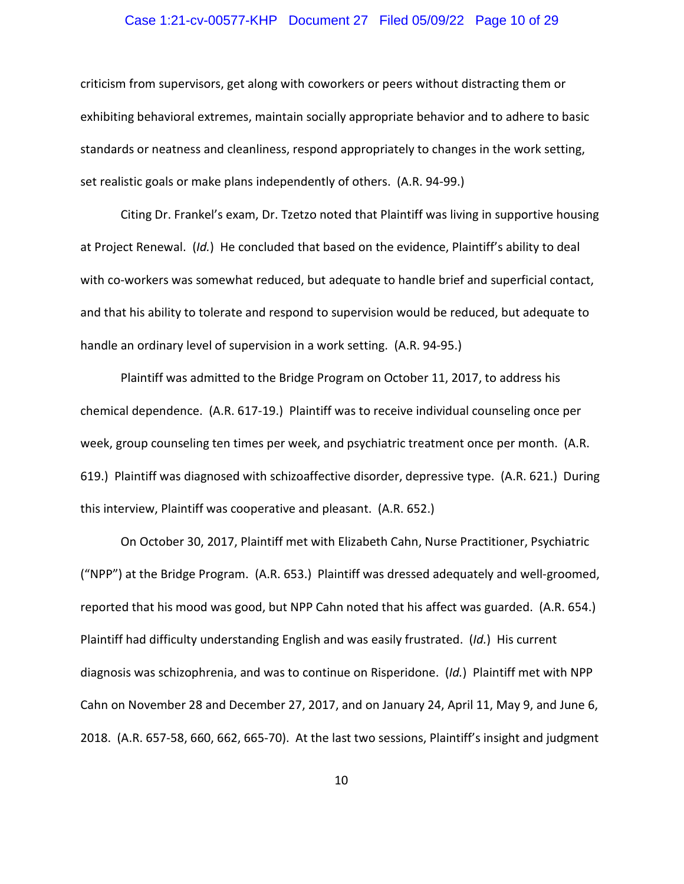criticism from supervisors, get along with coworkers or peers without distracting them or exhibiting behavioral extremes, maintain socially appropriate behavior and to adhere to basic standards or neatness and cleanliness, respond appropriately to changes in the work setting, set realistic goals or make plans independently of others. (A.R. 94-99.)

Citing Dr. Frankel's exam, Dr. Tzetzo noted that Plaintiff was living in supportive housing at Project Renewal. (*Id.*) He concluded that based on the evidence, Plaintiff's ability to deal with co-workers was somewhat reduced, but adequate to handle brief and superficial contact, and that his ability to tolerate and respond to supervision would be reduced, but adequate to handle an ordinary level of supervision in a work setting. (A.R. 94-95.)

Plaintiff was admitted to the Bridge Program on October 11, 2017, to address his chemical dependence. (A.R. 617-19.) Plaintiff was to receive individual counseling once per week, group counseling ten times per week, and psychiatric treatment once per month. (A.R. 619.) Plaintiff was diagnosed with schizoaffective disorder, depressive type. (A.R. 621.) During this interview, Plaintiff was cooperative and pleasant. (A.R. 652.)

On October 30, 2017, Plaintiff met with Elizabeth Cahn, Nurse Practitioner, Psychiatric ("NPP") at the Bridge Program. (A.R. 653.) Plaintiff was dressed adequately and well-groomed, reported that his mood was good, but NPP Cahn noted that his affect was guarded. (A.R. 654.) Plaintiff had difficulty understanding English and was easily frustrated. (*Id.*) His current diagnosis was schizophrenia, and was to continue on Risperidone. (*Id.*) Plaintiff met with NPP Cahn on November 28 and December 27, 2017, and on January 24, April 11, May 9, and June 6, 2018. (A.R. 657-58, 660, 662, 665-70). At the last two sessions, Plaintiff's insight and judgment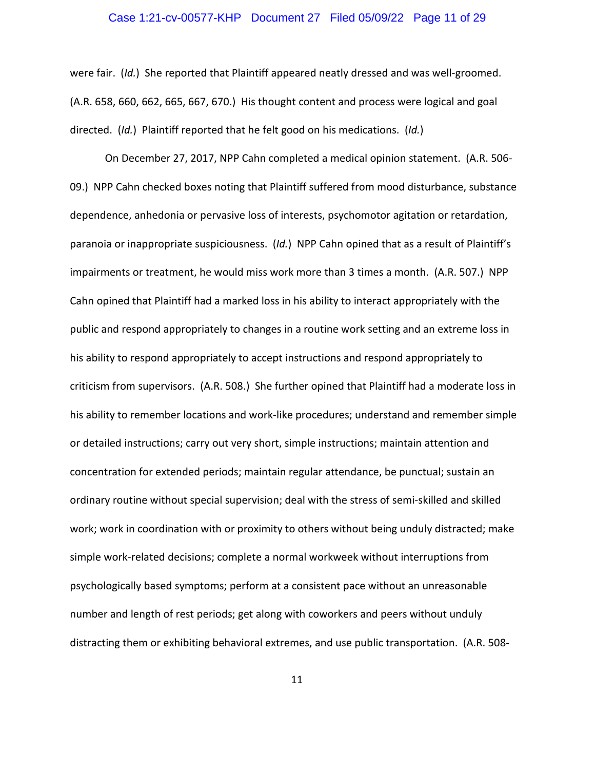were fair. (*Id.*) She reported that Plaintiff appeared neatly dressed and was well-groomed. (A.R. 658, 660, 662, 665, 667, 670.) His thought content and process were logical and goal directed. (*Id.*) Plaintiff reported that he felt good on his medications. (*Id.*)

On December 27, 2017, NPP Cahn completed a medical opinion statement. (A.R. 506-09.) NPP Cahn checked boxes noting that Plaintiff suffered from mood disturbance, substance dependence, anhedonia or pervasive loss of interests, psychomotor agitation or retardation, paranoia or inappropriate suspiciousness. (*Id.*) NPP Cahn opined that as a result of Plaintiff's impairments or treatment, he would miss work more than 3 times a month. (A.R. 507.) NPP Cahn opined that Plaintiff had a marked loss in his ability to interact appropriately with the public and respond appropriately to changes in a routine work setting and an extreme loss in his ability to respond appropriately to accept instructions and respond appropriately to criticism from supervisors. (A.R. 508.) She further opined that Plaintiff had a moderate loss in his ability to remember locations and work-like procedures; understand and remember simple or detailed instructions; carry out very short, simple instructions; maintain attention and concentration for extended periods; maintain regular attendance, be punctual; sustain an ordinary routine without special supervision; deal with the stress of semi-skilled and skilled work; work in coordination with or proximity to others without being unduly distracted; make simple work-related decisions; complete a normal workweek without interruptions from psychologically based symptoms; perform at a consistent pace without an unreasonable number and length of rest periods; get along with coworkers and peers without unduly distracting them or exhibiting behavioral extremes, and use public transportation. (A.R. 508-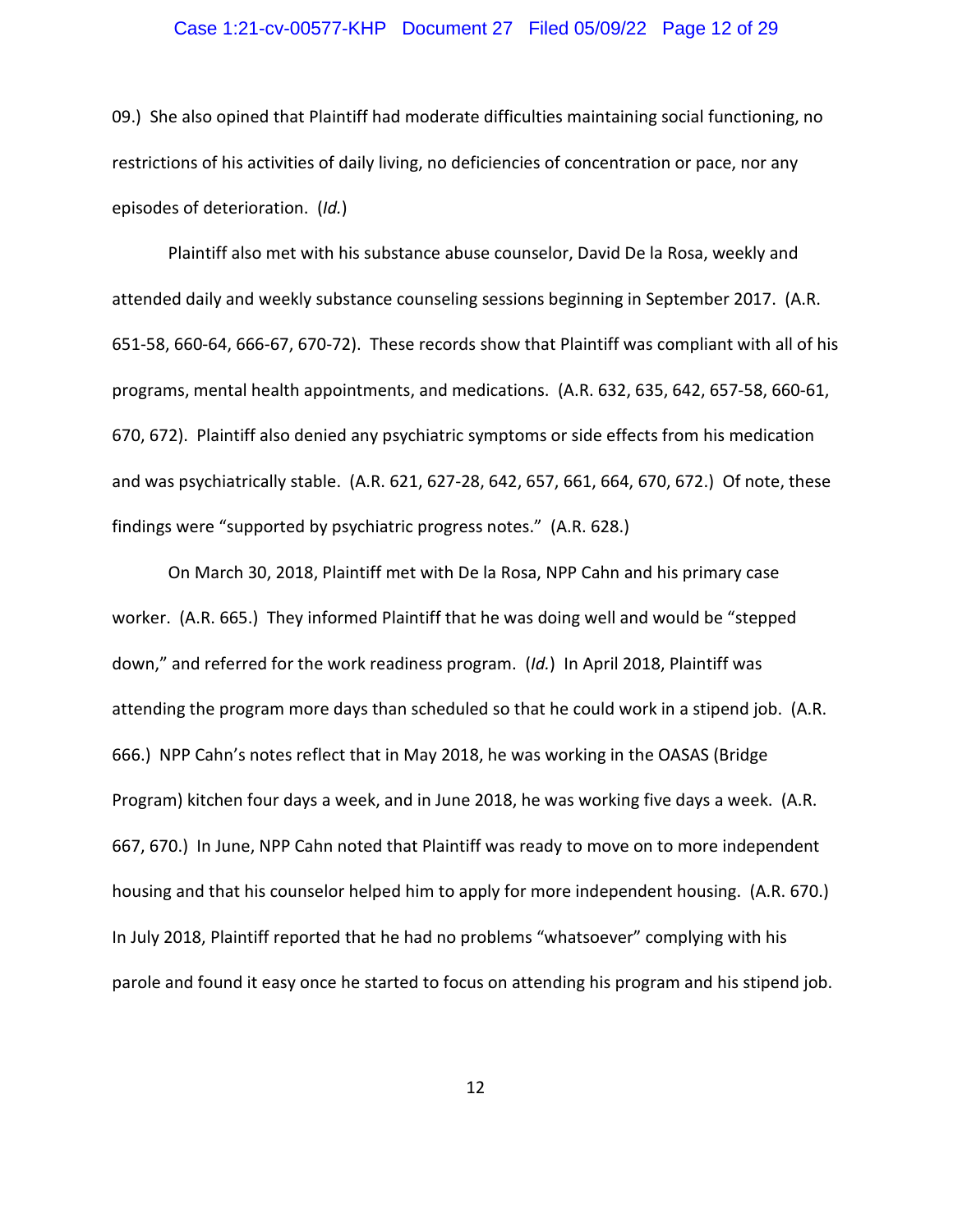09.) She also opined that Plaintiff had moderate difficulties maintaining social functioning, no restrictions of his activities of daily living, no deficiencies of concentration or pace, nor any episodes of deterioration. (*Id.*)

Plaintiff also met with his substance abuse counselor, David De la Rosa, weekly and attended daily and weekly substance counseling sessions beginning in September 2017. (A.R. 651-58, 660-64, 666-67, 670-72). These records show that Plaintiff was compliant with all of his programs, mental health appointments, and medications. (A.R. 632, 635, 642, 657-58, 660-61, 670, 672). Plaintiff also denied any psychiatric symptoms or side effects from his medication and was psychiatrically stable. (A.R. 621, 627-28, 642, 657, 661, 664, 670, 672.) Of note, these findings were "supported by psychiatric progress notes." (A.R. 628.)

On March 30, 2018, Plaintiff met with De la Rosa, NPP Cahn and his primary case worker. (A.R. 665.) They informed Plaintiff that he was doing well and would be "stepped down," and referred for the work readiness program. (*Id.*) In April 2018, Plaintiff was attending the program more days than scheduled so that he could work in a stipend job. (A.R. 666.) NPP Cahn's notes reflect that in May 2018, he was working in the OASAS (Bridge Program) kitchen four days a week, and in June 2018, he was working five days a week. (A.R. 667, 670.) In June, NPP Cahn noted that Plaintiff was ready to move on to more independent housing and that his counselor helped him to apply for more independent housing. (A.R. 670.) In July 2018, Plaintiff reported that he had no problems "whatsoever" complying with his parole and found it easy once he started to focus on attending his program and his stipend job.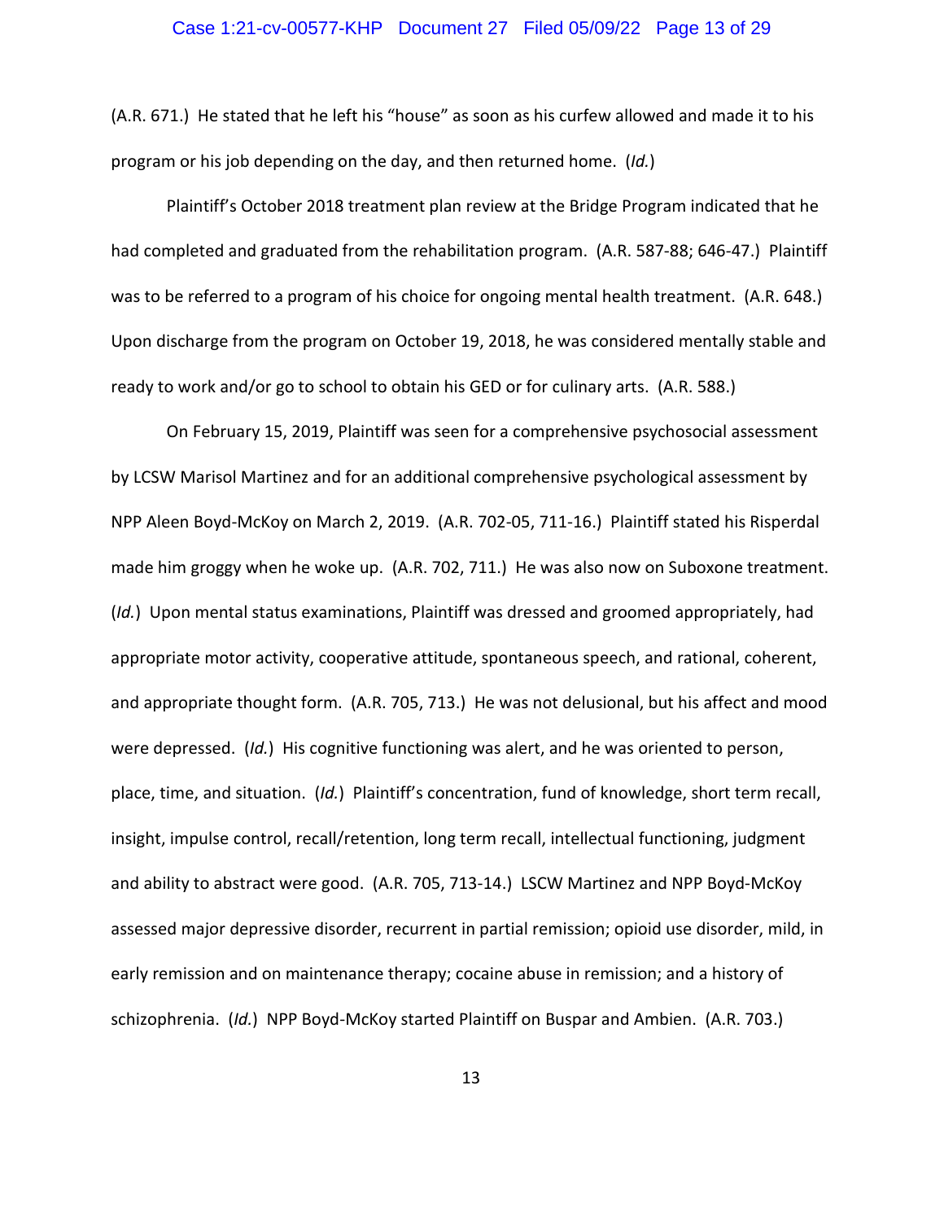(A.R. 671.) He stated that he left his "house" as soon as his curfew allowed and made it to his program or his job depending on the day, and then returned home. (*Id.*)

Plaintiff's October 2018 treatment plan review at the Bridge Program indicated that he had completed and graduated from the rehabilitation program. (A.R. 587-88; 646-47.) Plaintiff was to be referred to a program of his choice for ongoing mental health treatment. (A.R. 648.) Upon discharge from the program on October 19, 2018, he was considered mentally stable and ready to work and/or go to school to obtain his GED or for culinary arts. (A.R. 588.)

On February 15, 2019, Plaintiff was seen for a comprehensive psychosocial assessment by LCSW Marisol Martinez and for an additional comprehensive psychological assessment by NPP Aleen Boyd-McKoy on March 2, 2019. (A.R. 702-05, 711-16.) Plaintiff stated his Risperdal made him groggy when he woke up. (A.R. 702, 711.) He was also now on Suboxone treatment. (*Id.*) Upon mental status examinations, Plaintiff was dressed and groomed appropriately, had appropriate motor activity, cooperative attitude, spontaneous speech, and rational, coherent, and appropriate thought form. (A.R. 705, 713.) He was not delusional, but his affect and mood were depressed. (*Id.*) His cognitive functioning was alert, and he was oriented to person, place, time, and situation. (*Id.*) Plaintiff's concentration, fund of knowledge, short term recall, insight, impulse control, recall/retention, long term recall, intellectual functioning, judgment and ability to abstract were good. (A.R. 705, 713-14.) LSCW Martinez and NPP Boyd-McKoy assessed major depressive disorder, recurrent in partial remission; opioid use disorder, mild, in early remission and on maintenance therapy; cocaine abuse in remission; and a history of schizophrenia. (*Id.*) NPP Boyd-McKoy started Plaintiff on Buspar and Ambien. (A.R. 703.)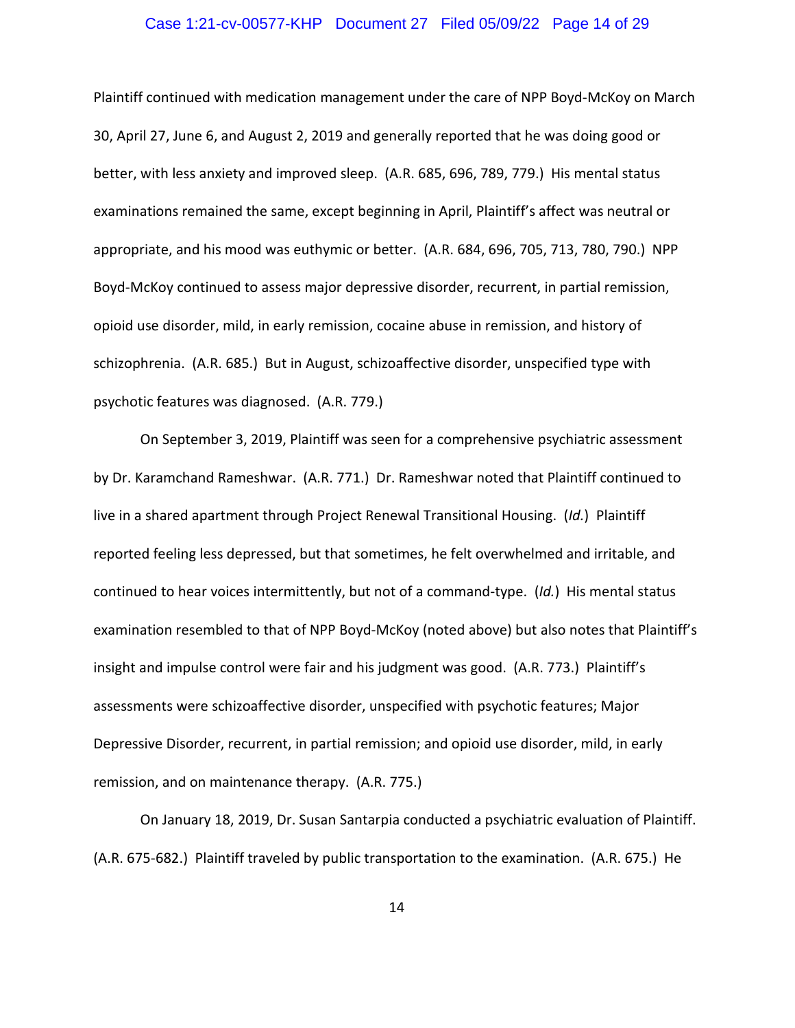Plaintiff continued with medication management under the care of NPP Boyd-McKoy on March 30, April 27, June 6, and August 2, 2019 and generally reported that he was doing good or better, with less anxiety and improved sleep. (A.R. 685, 696, 789, 779.) His mental status examinations remained the same, except beginning in April, Plaintiff's affect was neutral or appropriate, and his mood was euthymic or better. (A.R. 684, 696, 705, 713, 780, 790.) NPP Boyd-McKoy continued to assess major depressive disorder, recurrent, in partial remission, opioid use disorder, mild, in early remission, cocaine abuse in remission, and history of schizophrenia. (A.R. 685.) But in August, schizoaffective disorder, unspecified type with psychotic features was diagnosed. (A.R. 779.)

On September 3, 2019, Plaintiff was seen for a comprehensive psychiatric assessment by Dr. Karamchand Rameshwar. (A.R. 771.) Dr. Rameshwar noted that Plaintiff continued to live in a shared apartment through Project Renewal Transitional Housing. (*Id.*) Plaintiff reported feeling less depressed, but that sometimes, he felt overwhelmed and irritable, and continued to hear voices intermittently, but not of a command-type. (*Id.*) His mental status examination resembled to that of NPP Boyd-McKoy (noted above) but also notes that Plaintiff's insight and impulse control were fair and his judgment was good. (A.R. 773.) Plaintiff's assessments were schizoaffective disorder, unspecified with psychotic features; Major Depressive Disorder, recurrent, in partial remission; and opioid use disorder, mild, in early remission, and on maintenance therapy. (A.R. 775.)

On January 18, 2019, Dr. Susan Santarpia conducted a psychiatric evaluation of Plaintiff. (A.R. 675-682.) Plaintiff traveled by public transportation to the examination. (A.R. 675.) He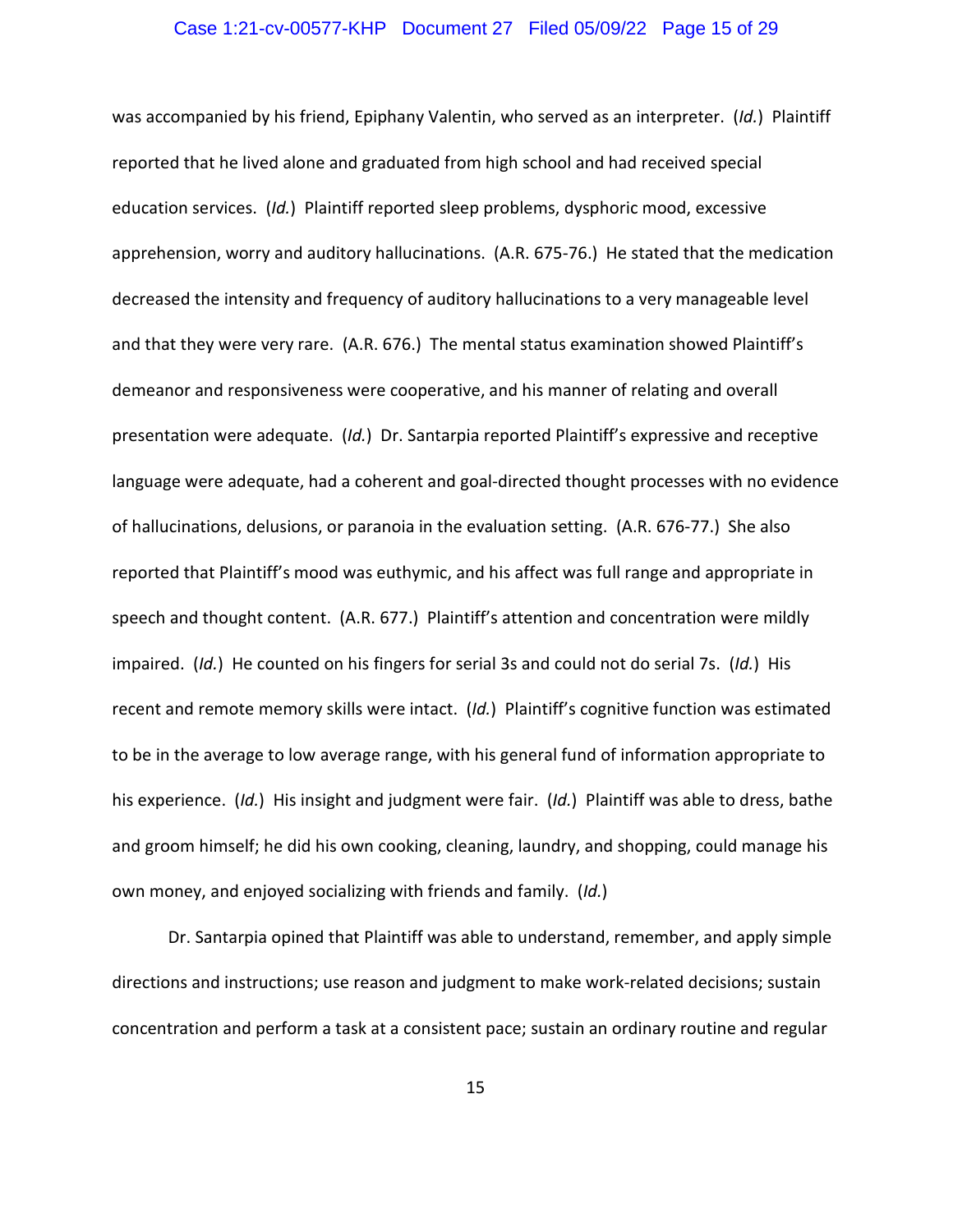was accompanied by his friend, Epiphany Valentin, who served as an interpreter. (*Id.*) Plaintiff reported that he lived alone and graduated from high school and had received special education services. (*Id.*) Plaintiff reported sleep problems, dysphoric mood, excessive apprehension, worry and auditory hallucinations. (A.R. 675-76.) He stated that the medication decreased the intensity and frequency of auditory hallucinations to a very manageable level and that they were very rare. (A.R. 676.) The mental status examination showed Plaintiff's demeanor and responsiveness were cooperative, and his manner of relating and overall presentation were adequate. (*Id.*) Dr. Santarpia reported Plaintiff's expressive and receptive language were adequate, had a coherent and goal-directed thought processes with no evidence of hallucinations, delusions, or paranoia in the evaluation setting. (A.R. 676-77.) She also reported that Plaintiff's mood was euthymic, and his affect was full range and appropriate in speech and thought content. (A.R. 677.) Plaintiff's attention and concentration were mildly impaired. (*Id.*) He counted on his fingers for serial 3s and could not do serial 7s. (*Id.*) His recent and remote memory skills were intact. (*Id.*) Plaintiff's cognitive function was estimated to be in the average to low average range, with his general fund of information appropriate to his experience. (*Id.*) His insight and judgment were fair. (*Id.*) Plaintiff was able to dress, bathe and groom himself; he did his own cooking, cleaning, laundry, and shopping, could manage his own money, and enjoyed socializing with friends and family. (*Id.*)

Dr. Santarpia opined that Plaintiff was able to understand, remember, and apply simple directions and instructions; use reason and judgment to make work-related decisions; sustain concentration and perform a task at a consistent pace; sustain an ordinary routine and regular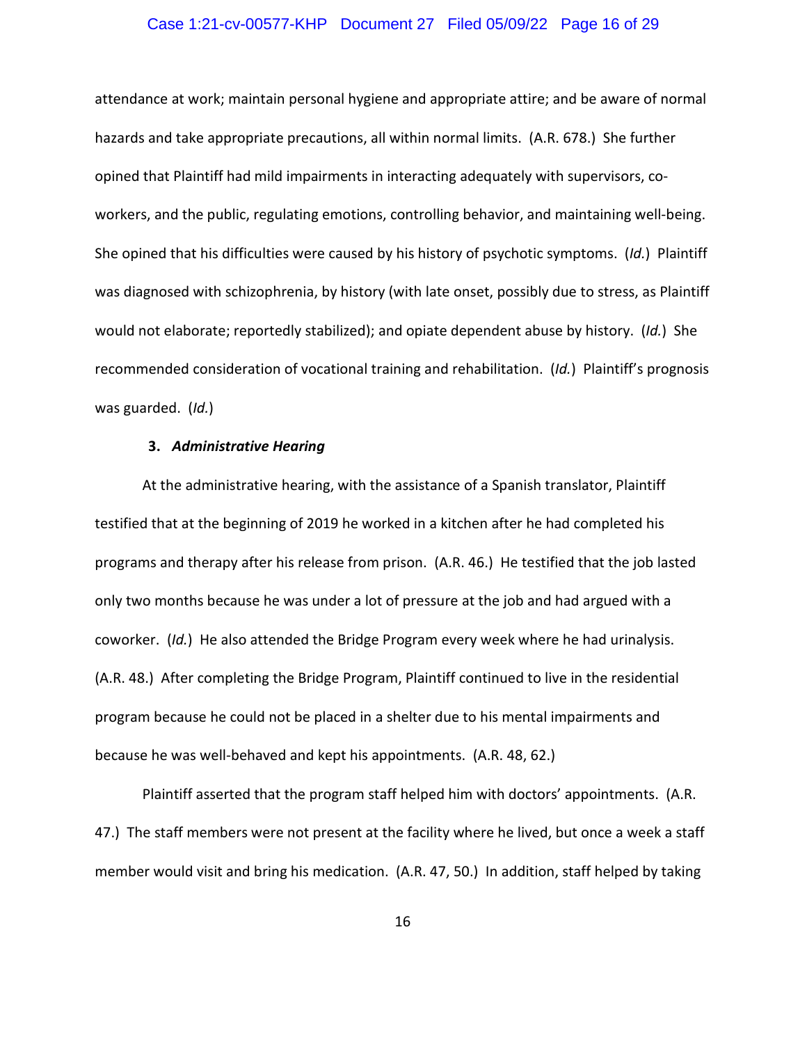attendance at work; maintain personal hygiene and appropriate attire; and be aware of normal hazards and take appropriate precautions, all within normal limits. (A.R. 678.) She further opined that Plaintiff had mild impairments in interacting adequately with supervisors, co-workers, and the public, regulating emotions, controlling behavior, and maintaining well-being. She opined that his difficulties were caused by his history of psychotic symptoms. (*Id.*) Plaintiff was diagnosed with schizophrenia, by history (with late onset, possibly due to stress, as Plaintiff would not elaborate; reportedly stabilized); and opiate dependent abuse by history. (*Id.*) She recommended consideration of vocational training and rehabilitation. (*Id.*) Plaintiff's prognosis was guarded. (*Id.*)

**3. *Administrative Hearing***

At the administrative hearing, with the assistance of a Spanish translator, Plaintiff testified that at the beginning of 2019 he worked in a kitchen after he had completed his programs and therapy after his release from prison. (A.R. 46.) He testified that the job lasted only two months because he was under a lot of pressure at the job and had argued with a coworker. (*Id.*) He also attended the Bridge Program every week where he had urinalysis. (A.R. 48.) After completing the Bridge Program, Plaintiff continued to live in the residential program because he could not be placed in a shelter due to his mental impairments and because he was well-behaved and kept his appointments. (A.R. 48, 62.)

Plaintiff asserted that the program staff helped him with doctors' appointments. (A.R. 47.) The staff members were not present at the facility where he lived, but once a week a staff member would visit and bring his medication. (A.R. 47, 50.) In addition, staff helped by taking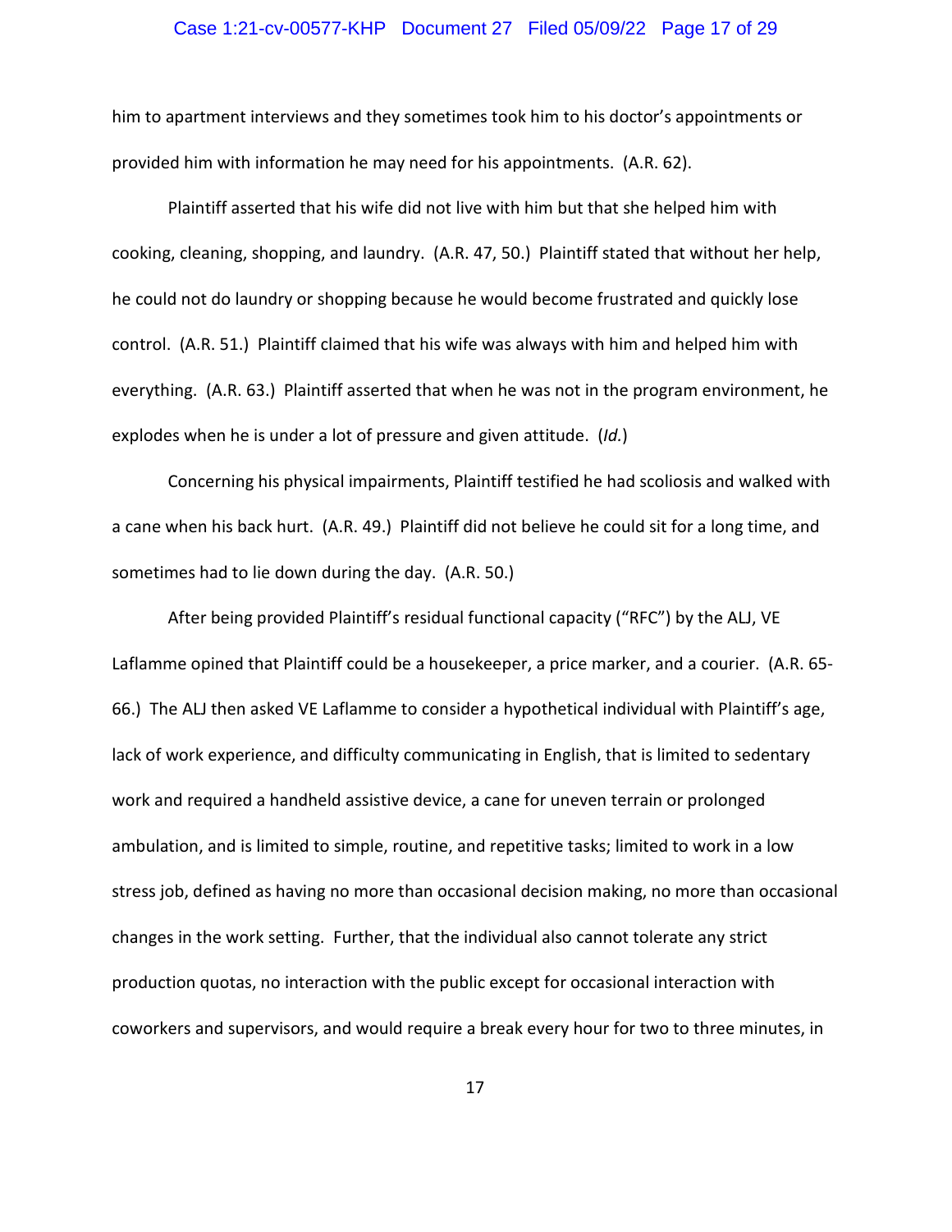him to apartment interviews and they sometimes took him to his doctor's appointments or provided him with information he may need for his appointments. (A.R. 62).

Plaintiff asserted that his wife did not live with him but that she helped him with cooking, cleaning, shopping, and laundry. (A.R. 47, 50.) Plaintiff stated that without her help, he could not do laundry or shopping because he would become frustrated and quickly lose control. (A.R. 51.) Plaintiff claimed that his wife was always with him and helped him with everything. (A.R. 63.) Plaintiff asserted that when he was not in the program environment, he explodes when he is under a lot of pressure and given attitude. (*Id.*)

Concerning his physical impairments, Plaintiff testified he had scoliosis and walked with a cane when his back hurt. (A.R. 49.) Plaintiff did not believe he could sit for a long time, and sometimes had to lie down during the day. (A.R. 50.)

After being provided Plaintiff's residual functional capacity ("RFC") by the ALJ, VE Laflamme opined that Plaintiff could be a housekeeper, a price marker, and a courier. (A.R. 65-66.) The ALJ then asked VE Laflamme to consider a hypothetical individual with Plaintiff's age, lack of work experience, and difficulty communicating in English, that is limited to sedentary work and required a handheld assistive device, a cane for uneven terrain or prolonged ambulation, and is limited to simple, routine, and repetitive tasks; limited to work in a low stress job, defined as having no more than occasional decision making, no more than occasional changes in the work setting. Further, that the individual also cannot tolerate any strict production quotas, no interaction with the public except for occasional interaction with coworkers and supervisors, and would require a break every hour for two to three minutes, in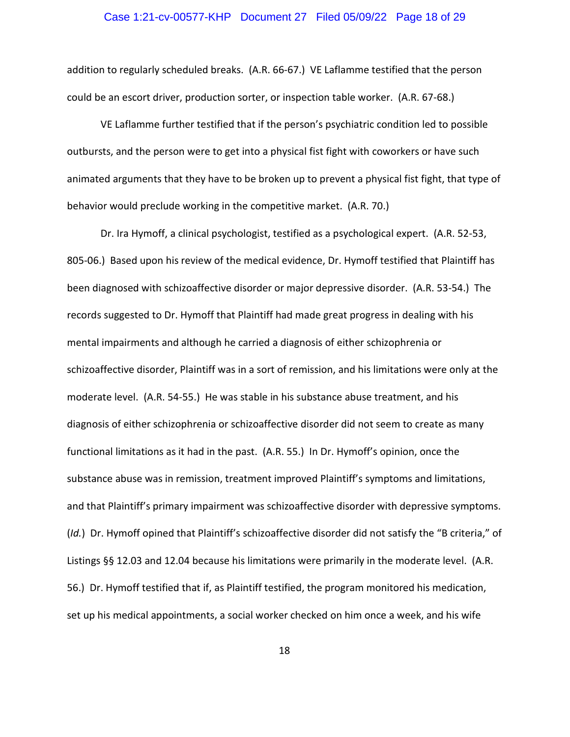addition to regularly scheduled breaks. (A.R. 66-67.) VE Laflamme testified that the person could be an escort driver, production sorter, or inspection table worker. (A.R. 67-68.)

VE Laflamme further testified that if the person's psychiatric condition led to possible outbursts, and the person were to get into a physical fist fight with coworkers or have such animated arguments that they have to be broken up to prevent a physical fist fight, that type of behavior would preclude working in the competitive market. (A.R. 70.)

Dr. Ira Hymoff, a clinical psychologist, testified as a psychological expert. (A.R. 52-53, 805-06.) Based upon his review of the medical evidence, Dr. Hymoff testified that Plaintiff has been diagnosed with schizoaffective disorder or major depressive disorder. (A.R. 53-54.) The records suggested to Dr. Hymoff that Plaintiff had made great progress in dealing with his mental impairments and although he carried a diagnosis of either schizophrenia or schizoaffective disorder, Plaintiff was in a sort of remission, and his limitations were only at the moderate level. (A.R. 54-55.) He was stable in his substance abuse treatment, and his diagnosis of either schizophrenia or schizoaffective disorder did not seem to create as many functional limitations as it had in the past. (A.R. 55.) In Dr. Hymoff's opinion, once the substance abuse was in remission, treatment improved Plaintiff's symptoms and limitations, and that Plaintiff's primary impairment was schizoaffective disorder with depressive symptoms. (*Id.*) Dr. Hymoff opined that Plaintiff's schizoaffective disorder did not satisfy the "B criteria," of Listings §§ 12.03 and 12.04 because his limitations were primarily in the moderate level. (A.R. 56.) Dr. Hymoff testified that if, as Plaintiff testified, the program monitored his medication, set up his medical appointments, a social worker checked on him once a week, and his wife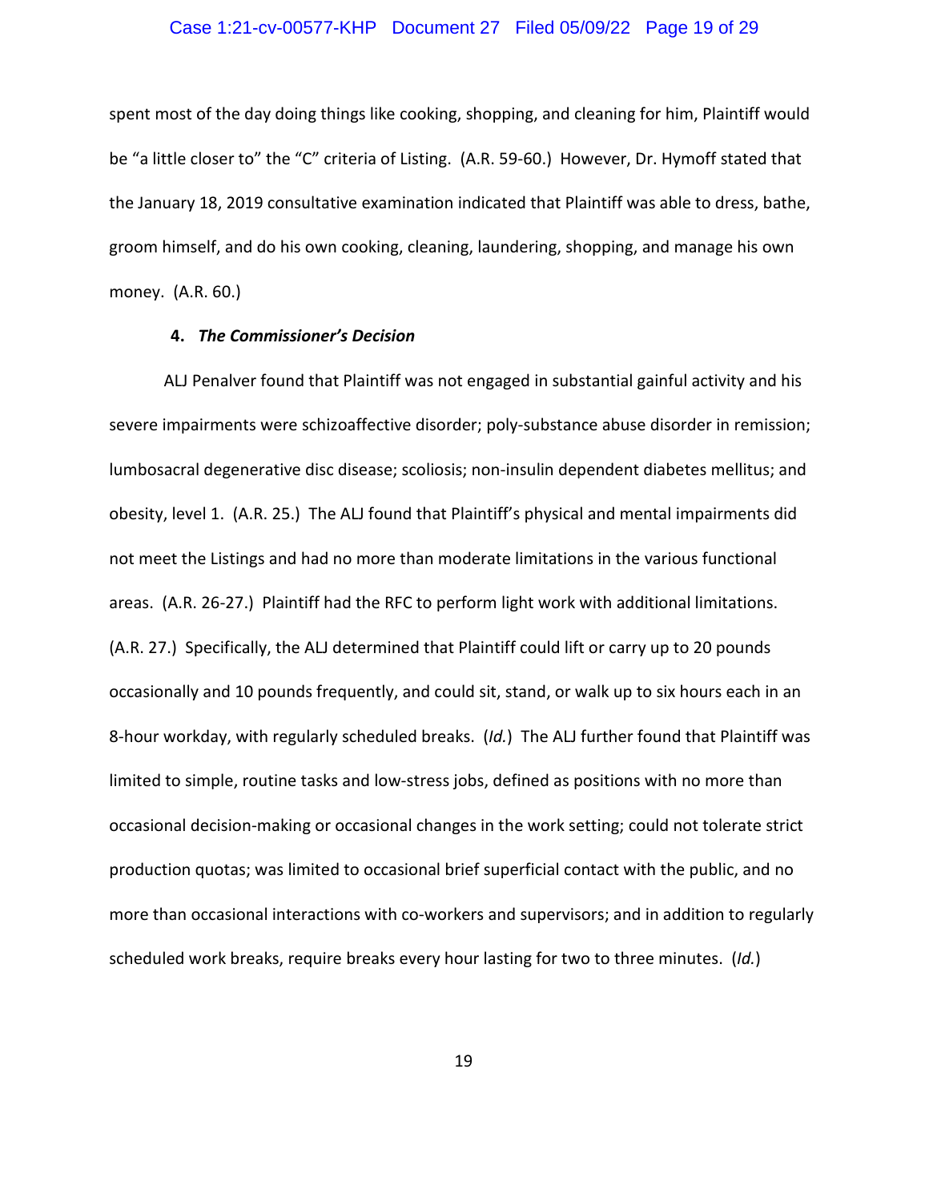spent most of the day doing things like cooking, shopping, and cleaning for him, Plaintiff would be "a little closer to" the "C" criteria of Listing. (A.R. 59-60.) However, Dr. Hymoff stated that the January 18, 2019 consultative examination indicated that Plaintiff was able to dress, bathe, groom himself, and do his own cooking, cleaning, laundering, shopping, and manage his own money. (A.R. 60.)

#### 4. *The Commissioner's Decision*

ALJ Penalver found that Plaintiff was not engaged in substantial gainful activity and his severe impairments were schizoaffective disorder; poly-substance abuse disorder in remission; lumbosacral degenerative disc disease; scoliosis; non-insulin dependent diabetes mellitus; and obesity, level 1. (A.R. 25.) The ALJ found that Plaintiff's physical and mental impairments did not meet the Listings and had no more than moderate limitations in the various functional areas. (A.R. 26-27.) Plaintiff had the RFC to perform light work with additional limitations. (A.R. 27.) Specifically, the ALJ determined that Plaintiff could lift or carry up to 20 pounds occasionally and 10 pounds frequently, and could sit, stand, or walk up to six hours each in an 8-hour workday, with regularly scheduled breaks. (*Id.*) The ALJ further found that Plaintiff was limited to simple, routine tasks and low-stress jobs, defined as positions with no more than occasional decision-making or occasional changes in the work setting; could not tolerate strict production quotas; was limited to occasional brief superficial contact with the public, and no more than occasional interactions with co-workers and supervisors; and in addition to regularly scheduled work breaks, require breaks every hour lasting for two to three minutes. (*Id.*)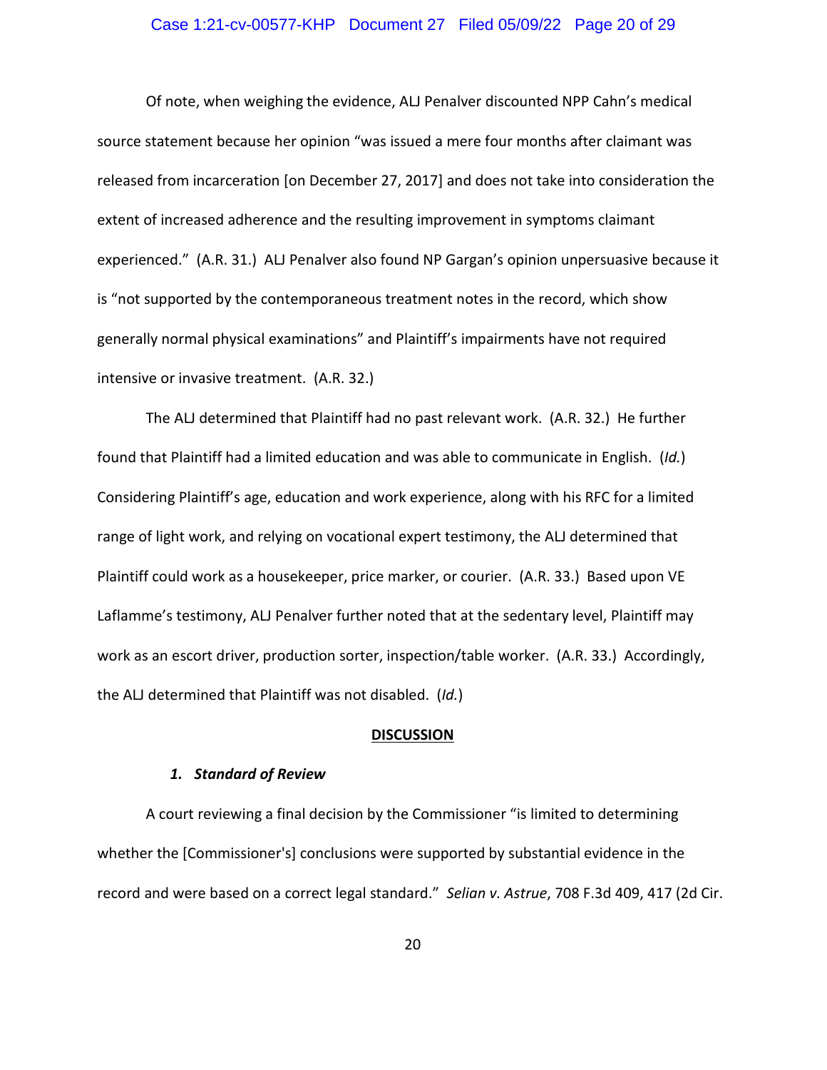Of note, when weighing the evidence, ALJ Penalver discounted NPP Cahn's medical source statement because her opinion "was issued a mere four months after claimant was released from incarceration [on December 27, 2017] and does not take into consideration the extent of increased adherence and the resulting improvement in symptoms claimant experienced." (A.R. 31.) ALJ Penalver also found NP Gargan's opinion unpersuasive because it is "not supported by the contemporaneous treatment notes in the record, which show generally normal physical examinations" and Plaintiff's impairments have not required intensive or invasive treatment. (A.R. 32.)

The ALJ determined that Plaintiff had no past relevant work. (A.R. 32.) He further found that Plaintiff had a limited education and was able to communicate in English. (*Id.*) Considering Plaintiff's age, education and work experience, along with his RFC for a limited range of light work, and relying on vocational expert testimony, the ALJ determined that Plaintiff could work as a housekeeper, price marker, or courier. (A.R. 33.) Based upon VE Laflamme's testimony, ALJ Penalver further noted that at the sedentary level, Plaintiff may work as an escort driver, production sorter, inspection/table worker. (A.R. 33.) Accordingly, the ALJ determined that Plaintiff was not disabled. (*Id.*)

## DISCUSSION

### *1. Standard of Review*

A court reviewing a final decision by the Commissioner "is limited to determining whether the [Commissioner's] conclusions were supported by substantial evidence in the record and were based on a correct legal standard." *Selian v. Astrue*, 708 F.3d 409, 417 (2d Cir.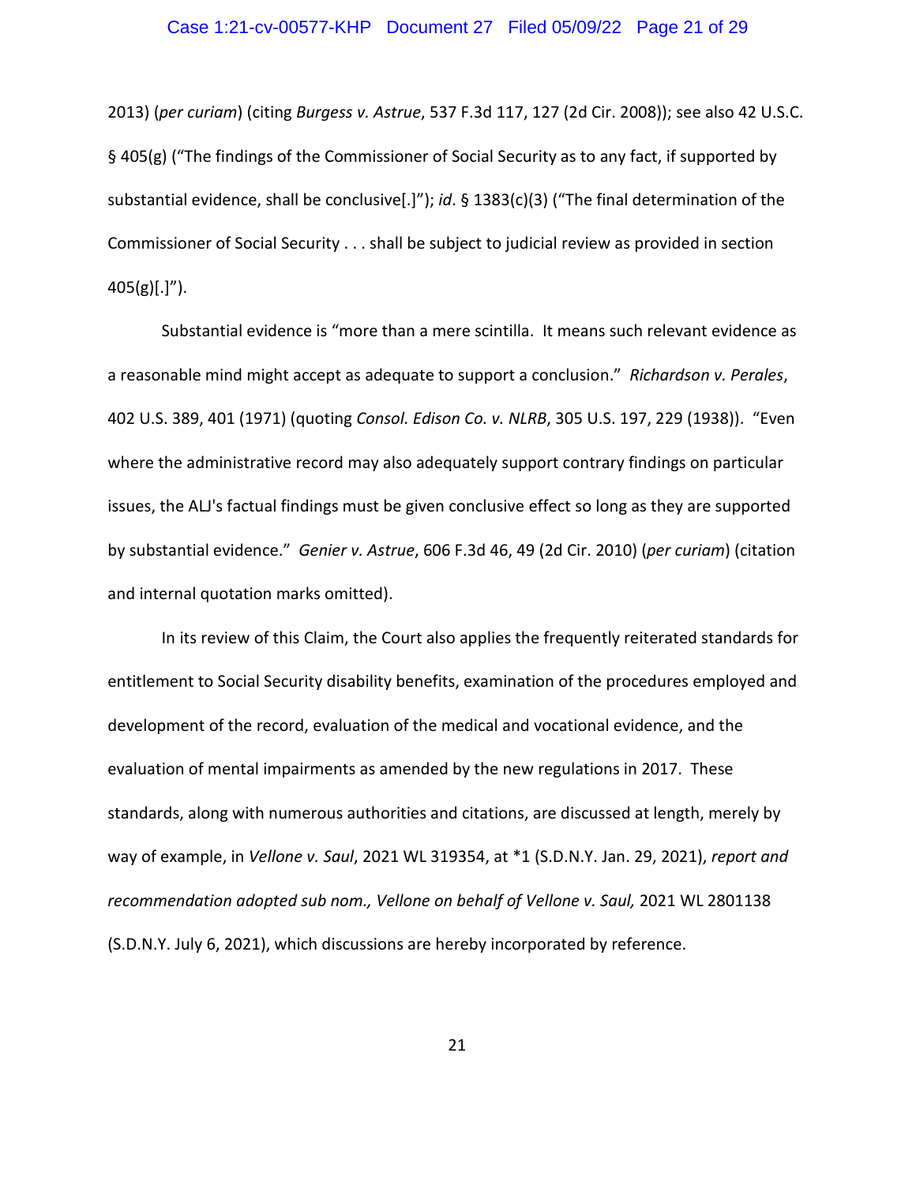2013) (*per curiam*) (citing *Burgess v. Astrue*, 537 F.3d 117, 127 (2d Cir. 2008)); see also 42 U.S.C. § 405(g) ("The findings of the Commissioner of Social Security as to any fact, if supported by substantial evidence, shall be conclusive[.]"); *id*. § 1383(c)(3) ("The final determination of the Commissioner of Social Security . . . shall be subject to judicial review as provided in section 405(g)[.]").

Substantial evidence is "more than a mere scintilla. It means such relevant evidence as a reasonable mind might accept as adequate to support a conclusion." *Richardson v. Perales*, 402 U.S. 389, 401 (1971) (quoting *Consol. Edison Co. v. NLRB*, 305 U.S. 197, 229 (1938)). "Even where the administrative record may also adequately support contrary findings on particular issues, the ALJ's factual findings must be given conclusive effect so long as they are supported by substantial evidence." *Genier v. Astrue*, 606 F.3d 46, 49 (2d Cir. 2010) (*per curiam*) (citation and internal quotation marks omitted).

In its review of this Claim, the Court also applies the frequently reiterated standards for entitlement to Social Security disability benefits, examination of the procedures employed and development of the record, evaluation of the medical and vocational evidence, and the evaluation of mental impairments as amended by the new regulations in 2017. These standards, along with numerous authorities and citations, are discussed at length, merely by way of example, in *Vellone v. Saul*, 2021 WL 319354, at *1 (S.D.N.Y. Jan. 29, 2021), *report and recommendation adopted sub nom., Vellone on behalf of Vellone v. Saul,* 2021 WL 2801138 (S.D.N.Y. July 6, 2021), which discussions are hereby incorporated by reference.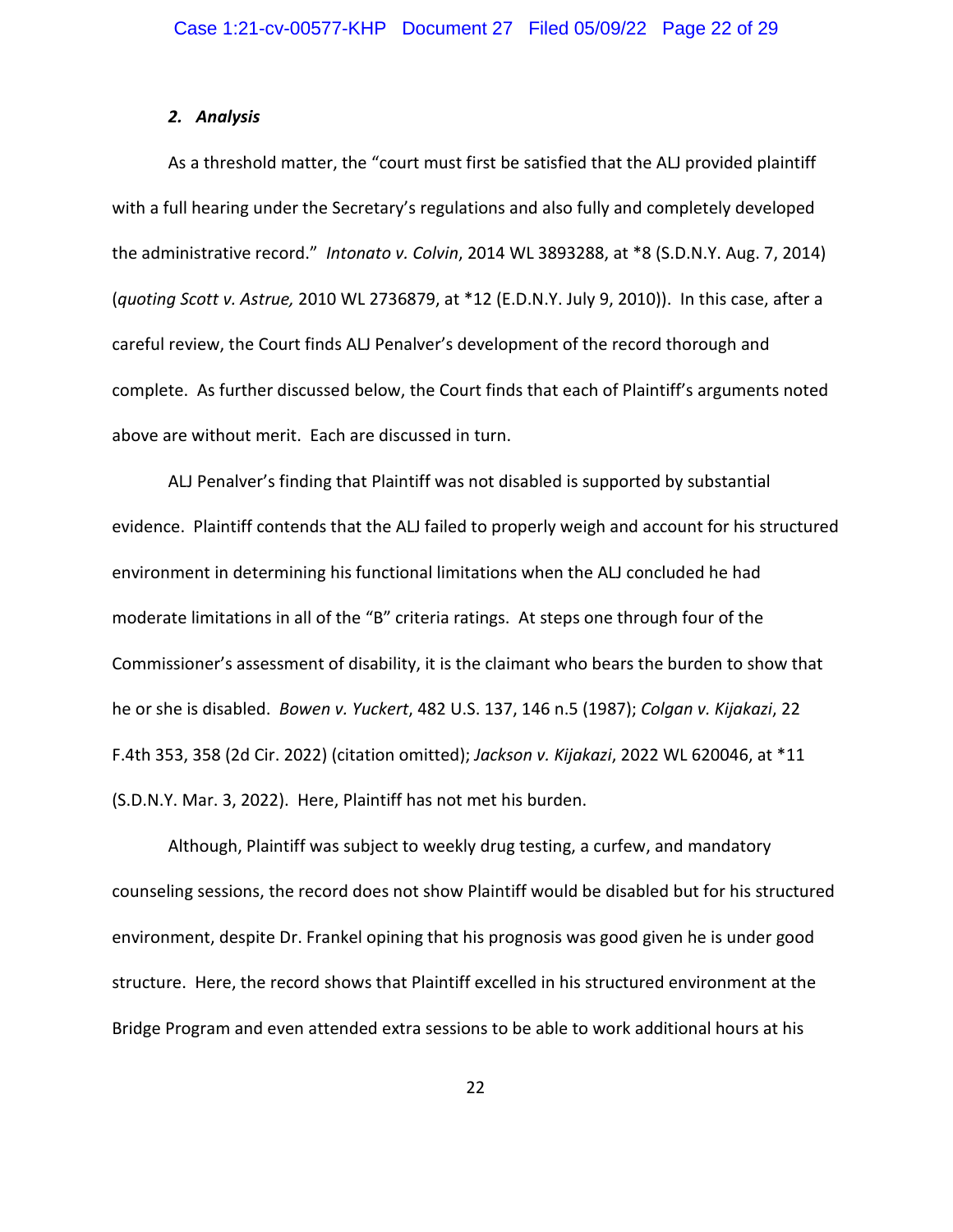### *2. Analysis*

As a threshold matter, the "court must first be satisfied that the ALJ provided plaintiff with a full hearing under the Secretary's regulations and also fully and completely developed the administrative record." *Intonato v. Colvin*, 2014 WL 3893288, at *8 (S.D.N.Y. Aug. 7, 2014) (*quoting Scott v. Astrue,* 2010 WL 2736879, at *12 (E.D.N.Y. July 9, 2010)). In this case, after a careful review, the Court finds ALJ Penalver's development of the record thorough and complete. As further discussed below, the Court finds that each of Plaintiff's arguments noted above are without merit. Each are discussed in turn.

ALJ Penalver's finding that Plaintiff was not disabled is supported by substantial evidence. Plaintiff contends that the ALJ failed to properly weigh and account for his structured environment in determining his functional limitations when the ALJ concluded he had moderate limitations in all of the "B" criteria ratings. At steps one through four of the Commissioner's assessment of disability, it is the claimant who bears the burden to show that he or she is disabled. *Bowen v. Yuckert*, 482 U.S. 137, 146 n.5 (1987); *Colgan v. Kijakazi*, 22 F.4th 353, 358 (2d Cir. 2022) (citation omitted); *Jackson v. Kijakazi*, 2022 WL 620046, at *11 (S.D.N.Y. Mar. 3, 2022). Here, Plaintiff has not met his burden.

Although, Plaintiff was subject to weekly drug testing, a curfew, and mandatory counseling sessions, the record does not show Plaintiff would be disabled but for his structured environment, despite Dr. Frankel opining that his prognosis was good given he is under good structure. Here, the record shows that Plaintiff excelled in his structured environment at the Bridge Program and even attended extra sessions to be able to work additional hours at his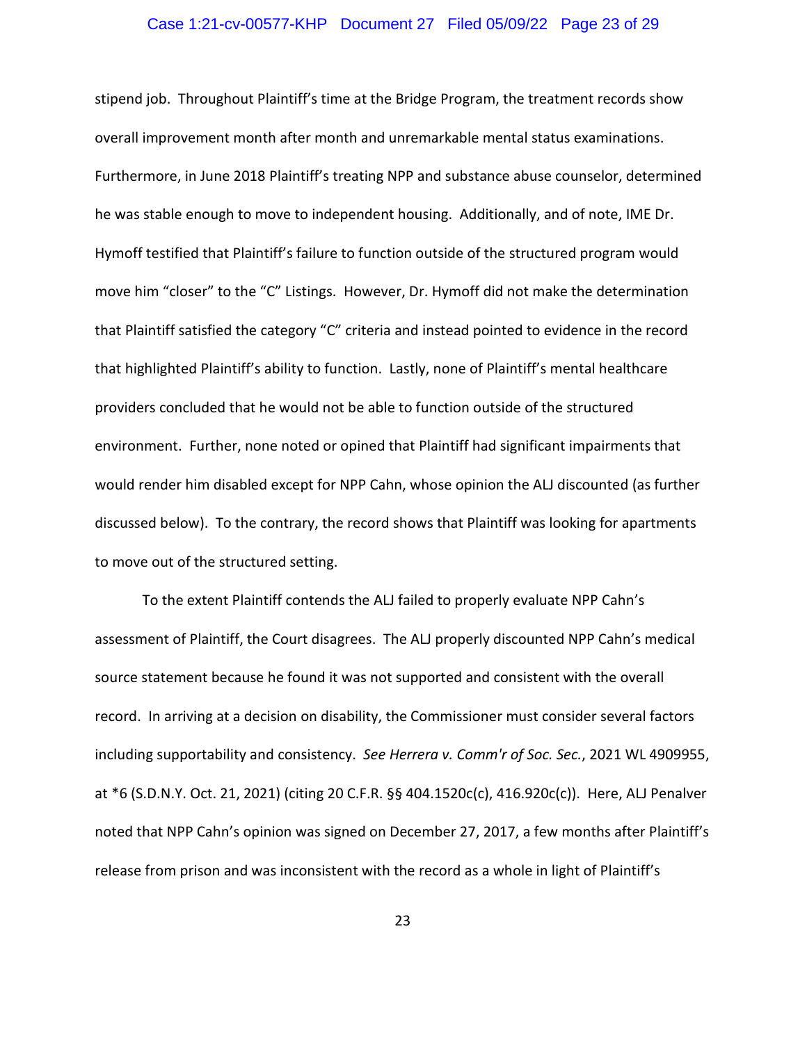stipend job. Throughout Plaintiff's time at the Bridge Program, the treatment records show overall improvement month after month and unremarkable mental status examinations. Furthermore, in June 2018 Plaintiff's treating NPP and substance abuse counselor, determined he was stable enough to move to independent housing. Additionally, and of note, IME Dr. Hymoff testified that Plaintiff's failure to function outside of the structured program would move him "closer" to the "C" Listings. However, Dr. Hymoff did not make the determination that Plaintiff satisfied the category "C" criteria and instead pointed to evidence in the record that highlighted Plaintiff's ability to function. Lastly, none of Plaintiff's mental healthcare providers concluded that he would not be able to function outside of the structured environment. Further, none noted or opined that Plaintiff had significant impairments that would render him disabled except for NPP Cahn, whose opinion the ALJ discounted (as further discussed below). To the contrary, the record shows that Plaintiff was looking for apartments to move out of the structured setting.

To the extent Plaintiff contends the ALJ failed to properly evaluate NPP Cahn's assessment of Plaintiff, the Court disagrees. The ALJ properly discounted NPP Cahn's medical source statement because he found it was not supported and consistent with the overall record. In arriving at a decision on disability, the Commissioner must consider several factors including supportability and consistency. *See Herrera v. Comm'r of Soc. Sec.*, 2021 WL 4909955, at *6 (S.D.N.Y. Oct. 21, 2021) (citing 20 C.F.R. §§ 404.1520c(c), 416.920c(c)). Here, ALJ Penalver noted that NPP Cahn's opinion was signed on December 27, 2017, a few months after Plaintiff's release from prison and was inconsistent with the record as a whole in light of Plaintiff's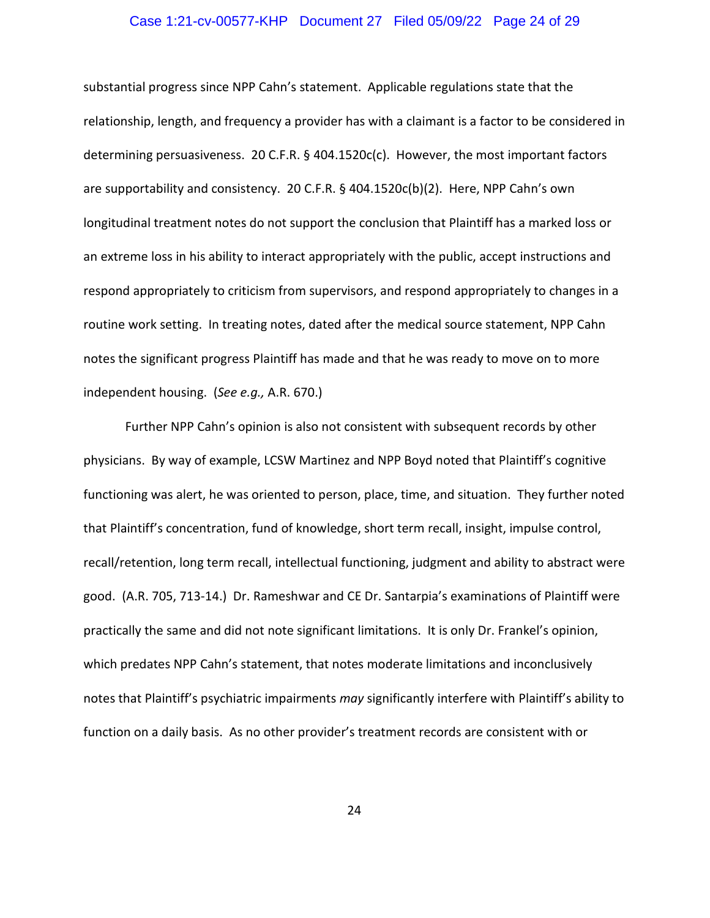substantial progress since NPP Cahn's statement. Applicable regulations state that the relationship, length, and frequency a provider has with a claimant is a factor to be considered in determining persuasiveness. 20 C.F.R. § 404.1520c(c). However, the most important factors are supportability and consistency. 20 C.F.R. § 404.1520c(b)(2). Here, NPP Cahn's own longitudinal treatment notes do not support the conclusion that Plaintiff has a marked loss or an extreme loss in his ability to interact appropriately with the public, accept instructions and respond appropriately to criticism from supervisors, and respond appropriately to changes in a routine work setting. In treating notes, dated after the medical source statement, NPP Cahn notes the significant progress Plaintiff has made and that he was ready to move on to more independent housing. (*See e.g.,* A.R. 670.)

Further NPP Cahn's opinion is also not consistent with subsequent records by other physicians. By way of example, LCSW Martinez and NPP Boyd noted that Plaintiff's cognitive functioning was alert, he was oriented to person, place, time, and situation. They further noted that Plaintiff's concentration, fund of knowledge, short term recall, insight, impulse control, recall/retention, long term recall, intellectual functioning, judgment and ability to abstract were good. (A.R. 705, 713-14.) Dr. Rameshwar and CE Dr. Santarpia's examinations of Plaintiff were practically the same and did not note significant limitations. It is only Dr. Frankel's opinion, which predates NPP Cahn's statement, that notes moderate limitations and inconclusively notes that Plaintiff's psychiatric impairments *may* significantly interfere with Plaintiff's ability to function on a daily basis. As no other provider's treatment records are consistent with or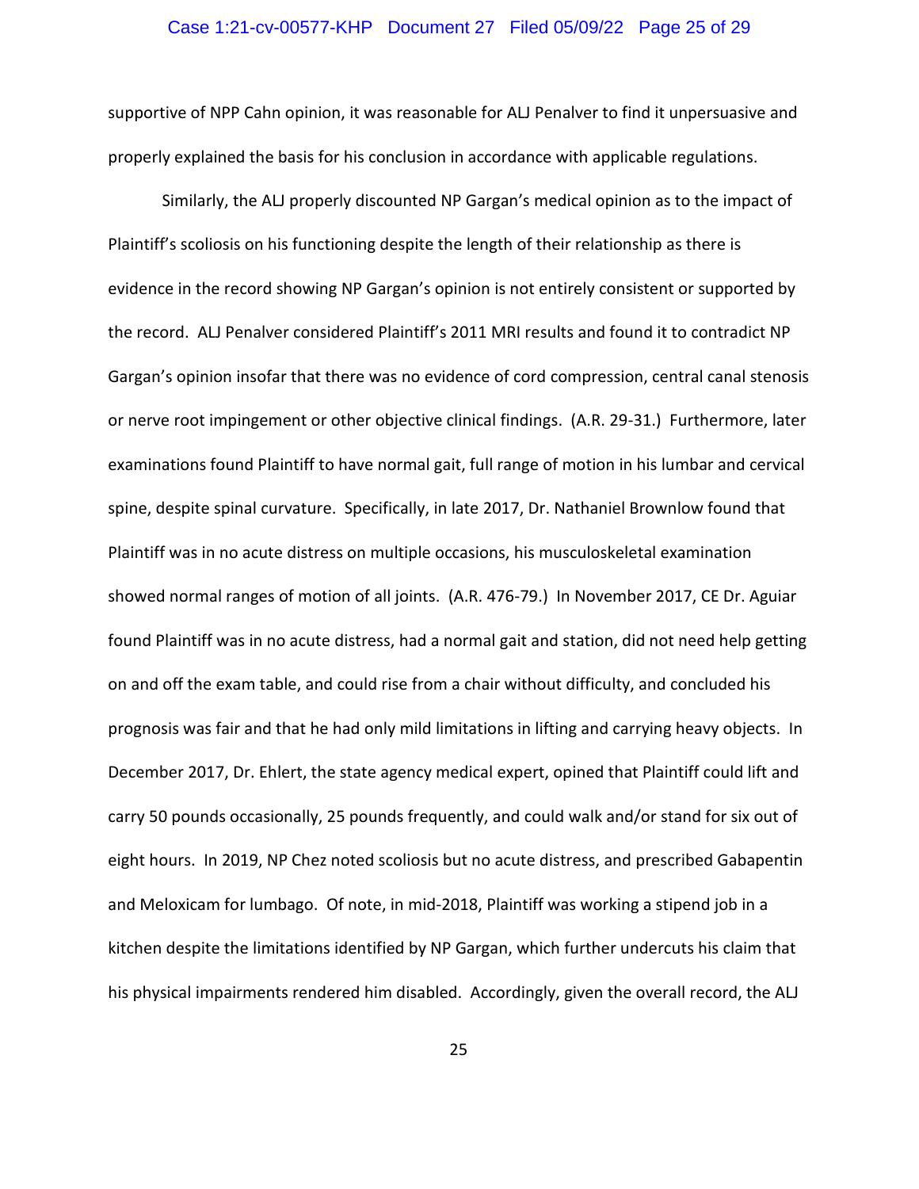supportive of NPP Cahn opinion, it was reasonable for ALJ Penalver to find it unpersuasive and properly explained the basis for his conclusion in accordance with applicable regulations.

Similarly, the ALJ properly discounted NP Gargan's medical opinion as to the impact of Plaintiff's scoliosis on his functioning despite the length of their relationship as there is evidence in the record showing NP Gargan's opinion is not entirely consistent or supported by the record. ALJ Penalver considered Plaintiff's 2011 MRI results and found it to contradict NP Gargan's opinion insofar that there was no evidence of cord compression, central canal stenosis or nerve root impingement or other objective clinical findings. (A.R. 29-31.) Furthermore, later examinations found Plaintiff to have normal gait, full range of motion in his lumbar and cervical spine, despite spinal curvature. Specifically, in late 2017, Dr. Nathaniel Brownlow found that Plaintiff was in no acute distress on multiple occasions, his musculoskeletal examination showed normal ranges of motion of all joints. (A.R. 476-79.) In November 2017, CE Dr. Aguiar found Plaintiff was in no acute distress, had a normal gait and station, did not need help getting on and off the exam table, and could rise from a chair without difficulty, and concluded his prognosis was fair and that he had only mild limitations in lifting and carrying heavy objects. In December 2017, Dr. Ehlert, the state agency medical expert, opined that Plaintiff could lift and carry 50 pounds occasionally, 25 pounds frequently, and could walk and/or stand for six out of eight hours. In 2019, NP Chez noted scoliosis but no acute distress, and prescribed Gabapentin and Meloxicam for lumbago. Of note, in mid-2018, Plaintiff was working a stipend job in a kitchen despite the limitations identified by NP Gargan, which further undercuts his claim that his physical impairments rendered him disabled. Accordingly, given the overall record, the ALJ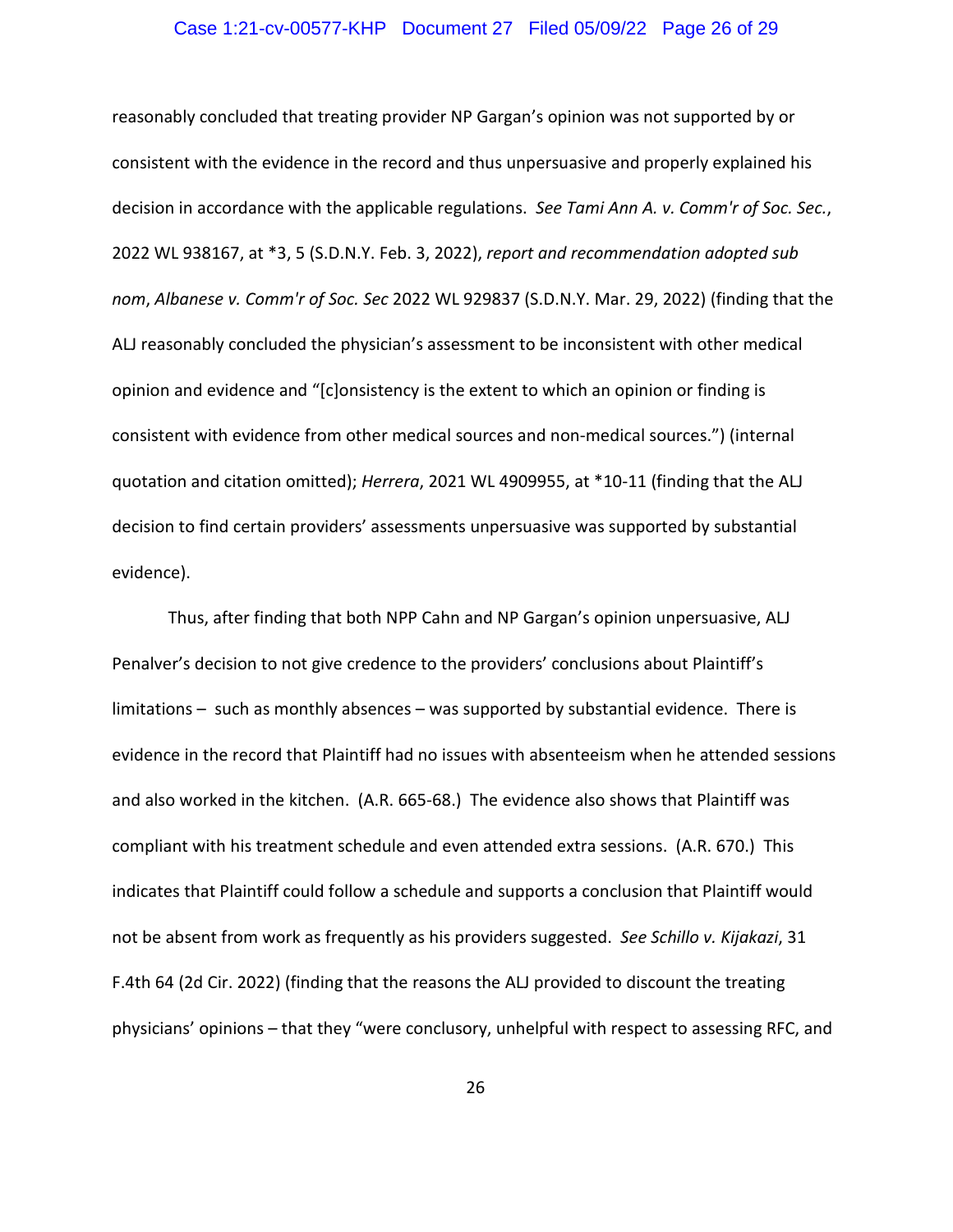reasonably concluded that treating provider NP Gargan's opinion was not supported by or consistent with the evidence in the record and thus unpersuasive and properly explained his decision in accordance with the applicable regulations. *See Tami Ann A. v. Comm'r of Soc. Sec.*, 2022 WL 938167, at *3, 5 (S.D.N.Y. Feb. 3, 2022), *report and recommendation adopted sub nom*, *Albanese v. Comm'r of Soc. Sec* 2022 WL 929837 (S.D.N.Y. Mar. 29, 2022) (finding that the ALJ reasonably concluded the physician's assessment to be inconsistent with other medical opinion and evidence and "[c]onsistency is the extent to which an opinion or finding is consistent with evidence from other medical sources and non-medical sources.") (internal quotation and citation omitted); *Herrera*, 2021 WL 4909955, at *10-11 (finding that the ALJ decision to find certain providers' assessments unpersuasive was supported by substantial evidence).

Thus, after finding that both NPP Cahn and NP Gargan's opinion unpersuasive, ALJ Penalver's decision to not give credence to the providers' conclusions about Plaintiff's limitations – such as monthly absences – was supported by substantial evidence. There is evidence in the record that Plaintiff had no issues with absenteeism when he attended sessions and also worked in the kitchen. (A.R. 665-68.) The evidence also shows that Plaintiff was compliant with his treatment schedule and even attended extra sessions. (A.R. 670.) This indicates that Plaintiff could follow a schedule and supports a conclusion that Plaintiff would not be absent from work as frequently as his providers suggested. *See Schillo v. Kijakazi*, 31 F.4th 64 (2d Cir. 2022) (finding that the reasons the ALJ provided to discount the treating physicians' opinions – that they "were conclusory, unhelpful with respect to assessing RFC, and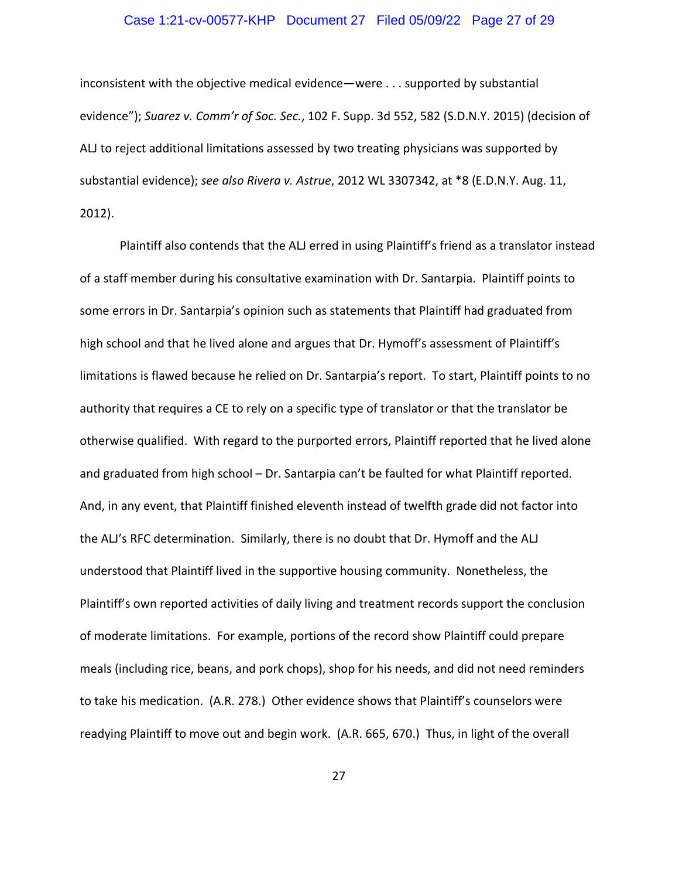inconsistent with the objective medical evidence—were . . . supported by substantial evidence"); *Suarez v. Comm'r of Soc. Sec.*, 102 F. Supp. 3d 552, 582 (S.D.N.Y. 2015) (decision of ALJ to reject additional limitations assessed by two treating physicians was supported by substantial evidence); *see also Rivera v. Astrue*, 2012 WL 3307342, at *8 (E.D.N.Y. Aug. 11, 2012).

Plaintiff also contends that the ALJ erred in using Plaintiff's friend as a translator instead of a staff member during his consultative examination with Dr. Santarpia. Plaintiff points to some errors in Dr. Santarpia's opinion such as statements that Plaintiff had graduated from high school and that he lived alone and argues that Dr. Hymoff's assessment of Plaintiff's limitations is flawed because he relied on Dr. Santarpia's report. To start, Plaintiff points to no authority that requires a CE to rely on a specific type of translator or that the translator be otherwise qualified. With regard to the purported errors, Plaintiff reported that he lived alone and graduated from high school – Dr. Santarpia can't be faulted for what Plaintiff reported. And, in any event, that Plaintiff finished eleventh instead of twelfth grade did not factor into the ALJ's RFC determination. Similarly, there is no doubt that Dr. Hymoff and the ALJ understood that Plaintiff lived in the supportive housing community. Nonetheless, the Plaintiff's own reported activities of daily living and treatment records support the conclusion of moderate limitations. For example, portions of the record show Plaintiff could prepare meals (including rice, beans, and pork chops), shop for his needs, and did not need reminders to take his medication. (A.R. 278.) Other evidence shows that Plaintiff's counselors were readying Plaintiff to move out and begin work. (A.R. 665, 670.) Thus, in light of the overall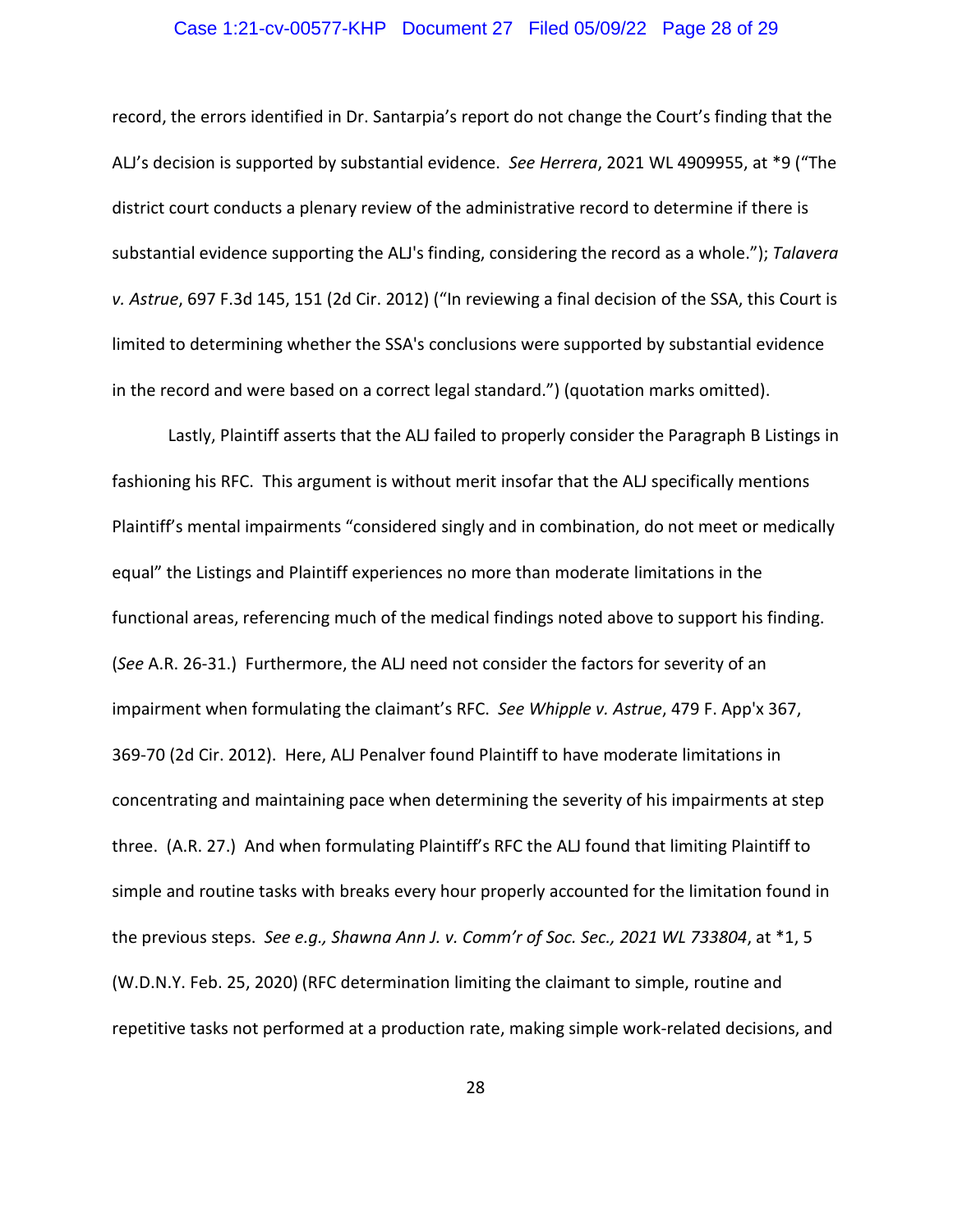record, the errors identified in Dr. Santarpia's report do not change the Court's finding that the ALJ's decision is supported by substantial evidence. *See Herrera*, 2021 WL 4909955, at *9 ("The district court conducts a plenary review of the administrative record to determine if there is substantial evidence supporting the ALJ's finding, considering the record as a whole."); *Talavera v. Astrue*, 697 F.3d 145, 151 (2d Cir. 2012) ("In reviewing a final decision of the SSA, this Court is limited to determining whether the SSA's conclusions were supported by substantial evidence in the record and were based on a correct legal standard.") (quotation marks omitted).

Lastly, Plaintiff asserts that the ALJ failed to properly consider the Paragraph B Listings in fashioning his RFC. This argument is without merit insofar that the ALJ specifically mentions Plaintiff's mental impairments "considered singly and in combination, do not meet or medically equal" the Listings and Plaintiff experiences no more than moderate limitations in the functional areas, referencing much of the medical findings noted above to support his finding. (*See* A.R. 26-31.) Furthermore, the ALJ need not consider the factors for severity of an impairment when formulating the claimant's RFC. *See Whipple v. Astrue*, 479 F. App'x 367, 369-70 (2d Cir. 2012). Here, ALJ Penalver found Plaintiff to have moderate limitations in concentrating and maintaining pace when determining the severity of his impairments at step three. (A.R. 27.) And when formulating Plaintiff's RFC the ALJ found that limiting Plaintiff to simple and routine tasks with breaks every hour properly accounted for the limitation found in the previous steps. *See e.g., Shawna Ann J. v. Comm'r of Soc. Sec., 2021 WL 733804*, at *1, 5 (W.D.N.Y. Feb. 25, 2020) (RFC determination limiting the claimant to simple, routine and repetitive tasks not performed at a production rate, making simple work-related decisions, and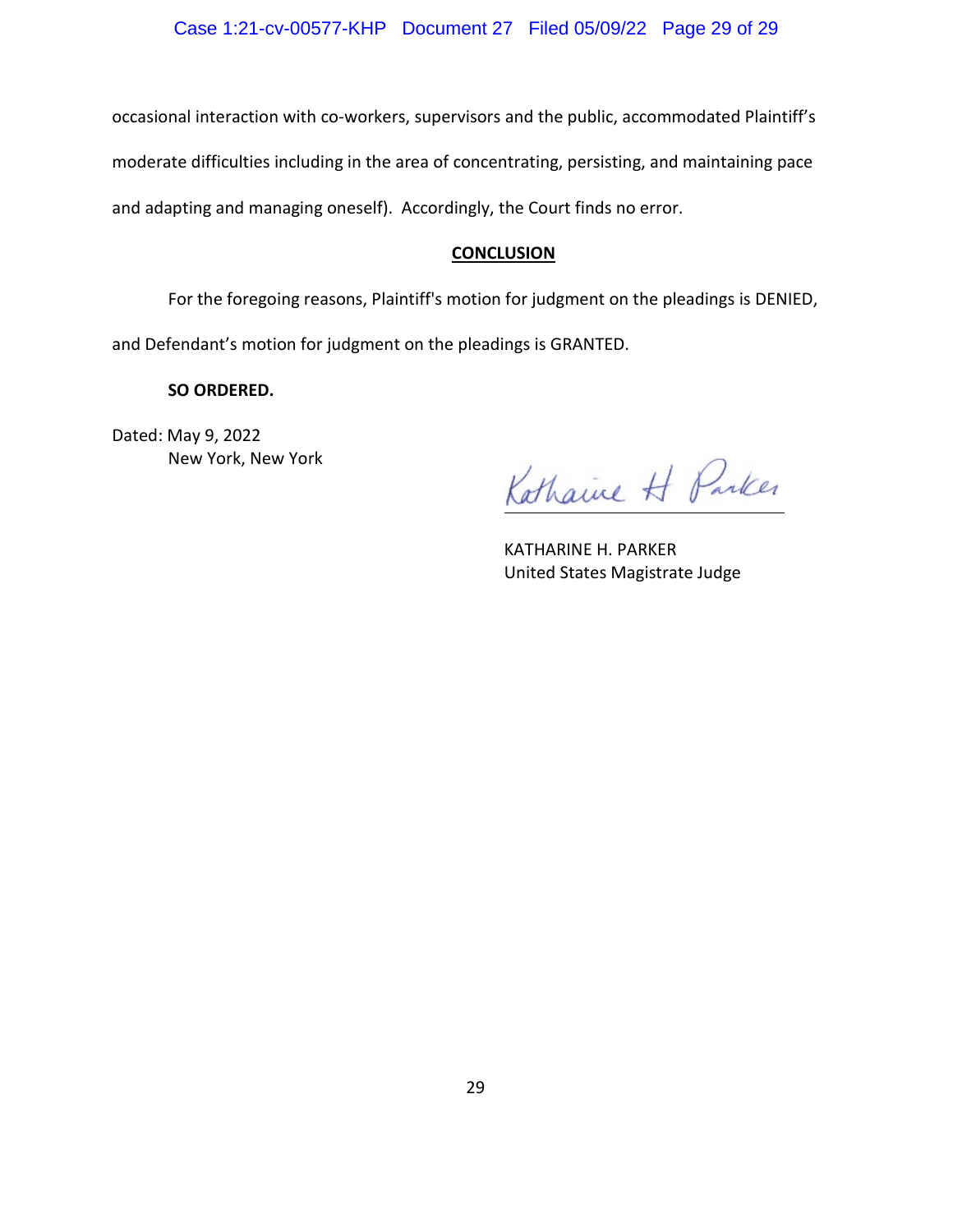occasional interaction with co-workers, supervisors and the public, accommodated Plaintiff's moderate difficulties including in the area of concentrating, persisting, and maintaining pace and adapting and managing oneself). Accordingly, the Court finds no error.

## CONCLUSION

For the foregoing reasons, Plaintiff's motion for judgment on the pleadings is DENIED, and Defendant's motion for judgment on the pleadings is GRANTED.

**SO ORDERED.**

Dated: May 9, 2022
New York, New York

KATHARINE H. PARKER
United States Magistrate Judge